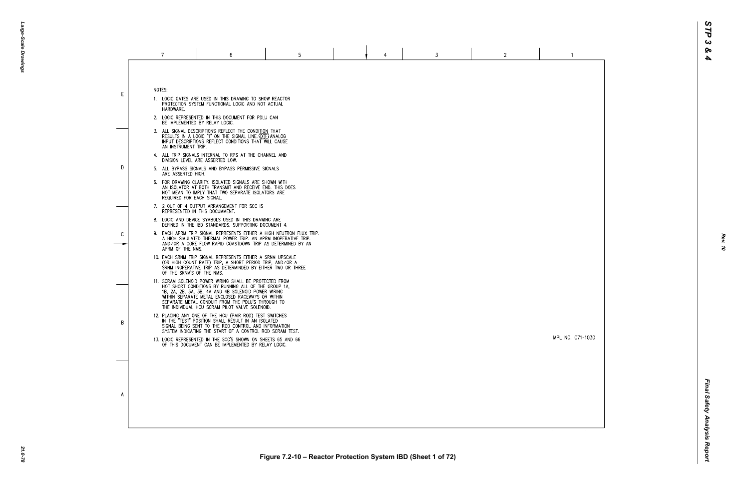NOTES:

1. LOGIC GATES ARE USED IN THIS DRAWING TO SHOW REACTOR PROTECTION SYSTEM FUNCTIONAL LOGIC AND NOT ACTUAL HARDWARE.
2. LOGIC REPRESENTED IN THIS DOCUMENT FOR PDLU CAN BE IMPLEMENTED BY RELAY LOGIC.
3. ALL SIGNAL DESCRIPTIONS REFLECT THE CONDITION THAT RESULTS IN A LOGIC "1" ON THE SIGNAL LINE. (ITF) ANALOG INPUT DESCRIPTIONS REFLECT CONDITIONS THAT WILL CAUSE AN INSTRUMENT TRIP.
4. ALL TRIP SIGNALS INTERNAL TO RPS AT THE CHANNEL AND DIVISION LEVEL ARE ASSERTED LOW.
5. ALL BYPASS SIGNALS AND BYPASS PERMISSIVE SIGNALS ARE ASSERTED HIGH.
6. FOR DRAWING CLARITY, ISOLATED SIGNALS ARE SHOWN WITH AN ISOLATOR AT BOTH TRANSMIT AND RECEIVE END. THIS DOES NOT MEAN TO IMPLY THAT TWO SEPARATE ISOLATORS ARE REQUIRED FOR EACH SIGNAL.
7. 2 OUT OF 4 OUTPUT ARRANGEMENT FOR SCC IS REPRESENTED IN THIS DOCUMMENT.
8. LOGIC AND DEVICE SYMBOLS USED IN THIS DRAWING ARE DEFINED IN THE IBD STANDARDS. SUPPORTING DOCUMENT 4.
9. EACH APRM TRIP SIGNAL REPRESENTS EITHER A HIGH NEUTRON FLUX TRIP. A HIGH SIMULATED THERMAL POWER TRIP. AN APRM INOPERATIVE TRIP. AND/OR A CORE FLOW RAPID COASTDOWN TRIP AS DETERMINED BY AN APRM OF THE NMS.
10. EACH SRNM TRIP SIGNAL REPRESENTS EITHER A SRNM UPSCALE (OR HIGH COUNT RATE) TRIP, A SHORT PERIOD TRIP, AND/OR A SRNM INOPERATIVE TRIP AS DETERMINED BY EITHER TWO OR THREE OF THE SRNM'S OF THE NMS.
11. SCRAM SOLENOID POWER WIRING SHALL BE PROTECTED FROM HOT SHORT CONDITIONS BY RUNNING ALL OF THE GROUP 1A, 1B, 2A, 2B, 3A, 3B, 4A AND 4B SOLENOID POWER WIRING WITHIN SEPARATE METAL ENCLOSED RACEWAYS OR WITHIN SEPARATE METAL CONDUIT FROM THE PDLU'S THROUGH TO THE INDIVIDUAL HCU SCRAM PILOT VALVE SOLENOID.
12. PLACING ANY ONE OF THE HCU (PAIR ROD) TEST SWITCHES IN THE "TEST" POSITION SHALL RESULT IN AN ISOLATED SIGNAL BEING SENT TO THE ROD CONTROL AND INFORMATION SYSTEM INDICATING THE START OF A CONTROL ROD SCRAM TEST.
13. LOGIC REPRESENTED IN THE SCC'S SHOWN ON SHEETS 65 AND 66 OF THIS DOCUMENT CAN BE IMPLEMENTED BY RELAY LOGIC.

MPL NO. C71-1030

Figure 7.2-10 – Reactor Protection System IBD (Sheet 1 of 72)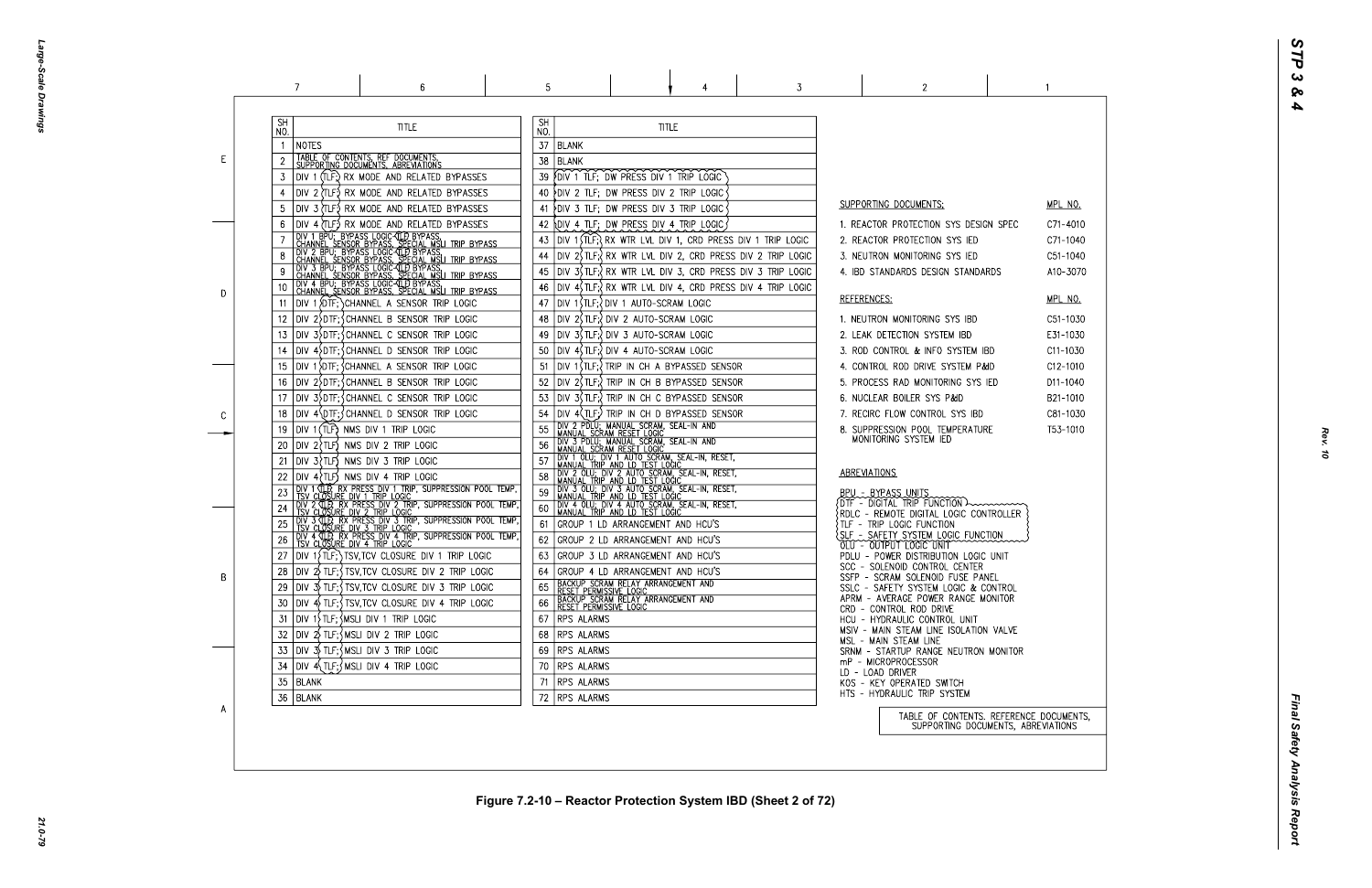| SH NO. | TITLE |
|---|---|
| 1 | NOTES |
| 2 | TABLE OF CONTENTS, REF DOCUMENTS, SUPPORTING DOCUMENTS, ABREVIATIONS |
| 3 | DIV 1 TLF; RX MODE AND RELATED BYPASSES |
| 4 | DIV 2 TLF; RX MODE AND RELATED BYPASSES |
| 5 | DIV 3 TLF; RX MODE AND RELATED BYPASSES |
| 6 | DIV 4 TLF; RX MODE AND RELATED BYPASSES |
| 7 | DIV 1 BPU; BYPASS LOGIC-TLD BYPASS, CHANNEL SENSOR BYPASS, SPECIAL MSLI TRIP BYPASS |
| 8 | DIV 2 BPU; BYPASS LOGIC-TLD BYPASS, CHANNEL SENSOR BYPASS, SPECIAL MSLI TRIP BYPASS |
| 9 | DIV 3 BPU; BYPASS LOGIC-TLD BYPASS, CHANNEL SENSOR BYPASS, SPECIAL MSLI TRIP BYPASS |
| 10 | DIV 4 BPU; BYPASS LOGIC-TLD BYPASS, CHANNEL SENSOR BYPASS, SPECIAL MSLI TRIP BYPASS |
| 11 | DIV 1 DTF; CHANNEL A SENSOR TRIP LOGIC |
| 12 | DIV 2 DTF; CHANNEL B SENSOR TRIP LOGIC |
| 13 | DIV 3 DTF; CHANNEL C SENSOR TRIP LOGIC |
| 14 | DIV 4 DTF; CHANNEL D SENSOR TRIP LOGIC |
| 15 | DIV 1 DTF; CHANNEL A SENSOR TRIP LOGIC |
| 16 | DIV 2 DTF; CHANNEL B SENSOR TRIP LOGIC |
| 17 | DIV 3 DTF; CHANNEL C SENSOR TRIP LOGIC |
| 18 | DIV 4 DTF; CHANNEL D SENSOR TRIP LOGIC |
| 19 | DIV 1 TLF; NMS DIV 1 TRIP LOGIC |
| 20 | DIV 2 TLF; NMS DIV 2 TRIP LOGIC |
| 21 | DIV 3 TLF; NMS DIV 3 TRIP LOGIC |
| 22 | DIV 4 TLF; NMS DIV 4 TRIP LOGIC |
| 23 | DIV 1 TLF; RX PRESS DIV 1 TRIP, SUPPRESSION POOL TEMP, TSV CLOSURE DIV 1 TRIP LOGIC |
| 24 | DIV 2 TLF; RX PRESS DIV 2 TRIP, SUPPRESSION POOL TEMP, TSV CLOSURE DIV 2 TRIP LOGIC |
| 25 | DIV 3 TLF; RX PRESS DIV 3 TRIP, SUPPRESSION POOL TEMP, TSV CLOSURE DIV 3 TRIP LOGIC |
| 26 | DIV 4 TLF; RX PRESS DIV 4 TRIP, SUPPRESSION POOL TEMP, TSV CLOSURE DIV 4 TRIP LOGIC |
| 27 | DIV 1 TLF; TSV,TCV CLOSURE DIV 1 TRIP LOGIC |
| 28 | DIV 2 TLF; TSV,TCV CLOSURE DIV 2 TRIP LOGIC |
| 29 | DIV 3 TLF; TSV,TCV CLOSURE DIV 3 TRIP LOGIC |
| 30 | DIV 4 TLF; TSV,TCV CLOSURE DIV 4 TRIP LOGIC |
| 31 | DIV 1 TLF; MSLI DIV 1 TRIP LOGIC |
| 32 | DIV 2 TLF; MSLI DIV 2 TRIP LOGIC |
| 33 | DIV 3 TLF; MSLI DIV 3 TRIP LOGIC |
| 34 | DIV 4 TLF; MSLI DIV 4 TRIP LOGIC |
| 35 | BLANK |
| 36 | BLANK |

| SH NO. | TITLE |
|---|---|
| 37 | BLANK |
| 38 | BLANK |
| 39 | DIV 1 TLF; DW PRESS DIV 1 TRIP LOGIC |
| 40 | DIV 2 TLF; DW PRESS DIV 2 TRIP LOGIC |
| 41 | DIV 3 TLF; DW PRESS DIV 3 TRIP LOGIC |
| 42 | DIV 4 TLF; DW PRESS DIV 4 TRIP LOGIC |
| 43 | DIV 1 TLF; RX WTR LVL DIV 1, CRD PRESS DIV 1 TRIP LOGIC |
| 44 | DIV 2 TLF; RX WTR LVL DIV 2, CRD PRESS DIV 2 TRIP LOGIC |
| 45 | DIV 3 TLF; RX WTR LVL DIV 3, CRD PRESS DIV 3 TRIP LOGIC |
| 46 | DIV 4 TLF; RX WTR LVL DIV 4, CRD PRESS DIV 4 TRIP LOGIC |
| 47 | DIV 1 TLF; DIV 1 AUTO-SCRAM LOGIC |
| 48 | DIV 2 TLF; DIV 2 AUTO-SCRAM LOGIC |
| 49 | DIV 3 TLF; DIV 3 AUTO-SCRAM LOGIC |
| 50 | DIV 4 TLF; DIV 4 AUTO-SCRAM LOGIC |
| 51 | DIV 1 TLF; TRIP IN CH A BYPASSED SENSOR |
| 52 | DIV 2 TLF; TRIP IN CH B BYPASSED SENSOR |
| 53 | DIV 3 TLF; TRIP IN CH C BYPASSED SENSOR |
| 54 | DIV 4 TLF; TRIP IN CH D BYPASSED SENSOR |
| 55 | DIV 2 PDLU; MANUAL SCRAM, SEAL-IN AND MANUAL SCRAM RESET LOGIC |
| 56 | DIV 3 PDLU; MANUAL SCRAM, SEAL-IN AND MANUAL SCRAM RESET LOGIC |
| 57 | DIV 1 OLU; DIV 1 AUTO SCRAM, SEAL-IN, RESET, MANUAL TRIP AND LD TEST LOGIC |
| 58 | DIV 2 OLU; DIV 2 AUTO SCRAM, SEAL-IN, RESET, MANUAL TRIP AND LD TEST LOGIC |
| 59 | DIV 3 OLU; DIV 3 AUTO SCRAM, SEAL-IN, RESET, MANUAL TRIP AND LD TEST LOGIC |
| 60 | DIV 4 OLU; DIV 4 AUTO SCRAM, SEAL-IN, RESET, MANUAL TRIP AND LD TEST LOGIC |
| 61 | GROUP 1 LD ARRANGEMENT AND HCU'S |
| 62 | GROUP 2 LD ARRANGEMENT AND HCU'S |
| 63 | GROUP 3 LD ARRANGEMENT AND HCU'S |
| 64 | GROUP 4 LD ARRANGEMENT AND HCU'S |
| 65 | BACKUP SCRAM RELAY ARRANGEMENT AND RESET PERMISSIVE LOGIC |
| 66 | BACKUP SCRAM RELAY ARRANGEMENT AND RESET PERMISSIVE LOGIC |
| 67 | RPS ALARMS |
| 68 | RPS ALARMS |
| 69 | RPS ALARMS |
| 70 | RPS ALARMS |
| 71 | RPS ALARMS |
| 72 | RPS ALARMS |

| SUPPORTING DOCUMENTS: | MPL NO. |
|---|---|
| 1. REACTOR PROTECTION SYS DESIGN SPEC | C71-4010 |
| 2. REACTOR PROTECTION SYS IED | C71-1040 |
| 3. NEUTRON MONITORING SYS IED | C51-1040 |
| 4. IBD STANDARDS DESIGN STANDARDS | A10-3070 |

| REFERENCES: | MPL NO. |
|---|---|
| 1. NEUTRON MONITORING SYS IBD | C51-1030 |
| 2. LEAK DETECTION SYSTEM IBD | E31-1030 |
| 3. ROD CONTROL & INFO SYSTEM IBD | C11-1030 |
| 4. CONTROL ROD DRIVE SYSTEM P&ID | C12-1010 |
| 5. PROCESS RAD MONITORING SYS IED | D11-1040 |
| 6. NUCLEAR BOILER SYS P&ID | B21-1010 |
| 7. RECIRC FLOW CONTROL SYS IBD | C81-1030 |
| 8. SUPPRESSION POOL TEMPERATURE MONITORING SYSTEM IED | T53-1010 |

ABREVIATIONS

BPU - BYPASS UNITS
DTF - DIGITAL TRIP FUNCTION
RDLC - REMOTE DIGITAL LOGIC CONTROLLER
TLF - TRIP LOGIC FUNCTION
SLF - SAFETY SYSTEM LOGIC FUNCTION
OLU - OUTPUT LOGIC UNIT
PDLU - POWER DISTRIBUTION LOGIC UNIT
SCC - SOLENOID CONTROL CENTER
SSFP - SCRAM SOLENOID FUSE PANEL
SSLC - SAFETY SYSTEM LOGIC & CONTROL
APRM - AVERAGE POWER RANGE MONITOR
CRD - CONTROL ROD DRIVE
HCU - HYDRAULIC CONTROL UNIT
MSIV - MAIN STEAM LINE ISOLATION VALVE
MSL - MAIN STEAM LINE
SRNM - STARTUP RANGE NEUTRON MONITOR
mP - MICROPROCESSOR
LD - LOAD DRIVER
KOS - KEY OPERATED SWITCH
HTS - HYDRAULIC TRIP SYSTEM

TABLE OF CONTENTS, REFERENCE DOCUMENTS, SUPPORTING DOCUMENTS, ABREVIATIONS

Figure 7.2-10 – Reactor Protection System IBD (Sheet 2 of 72)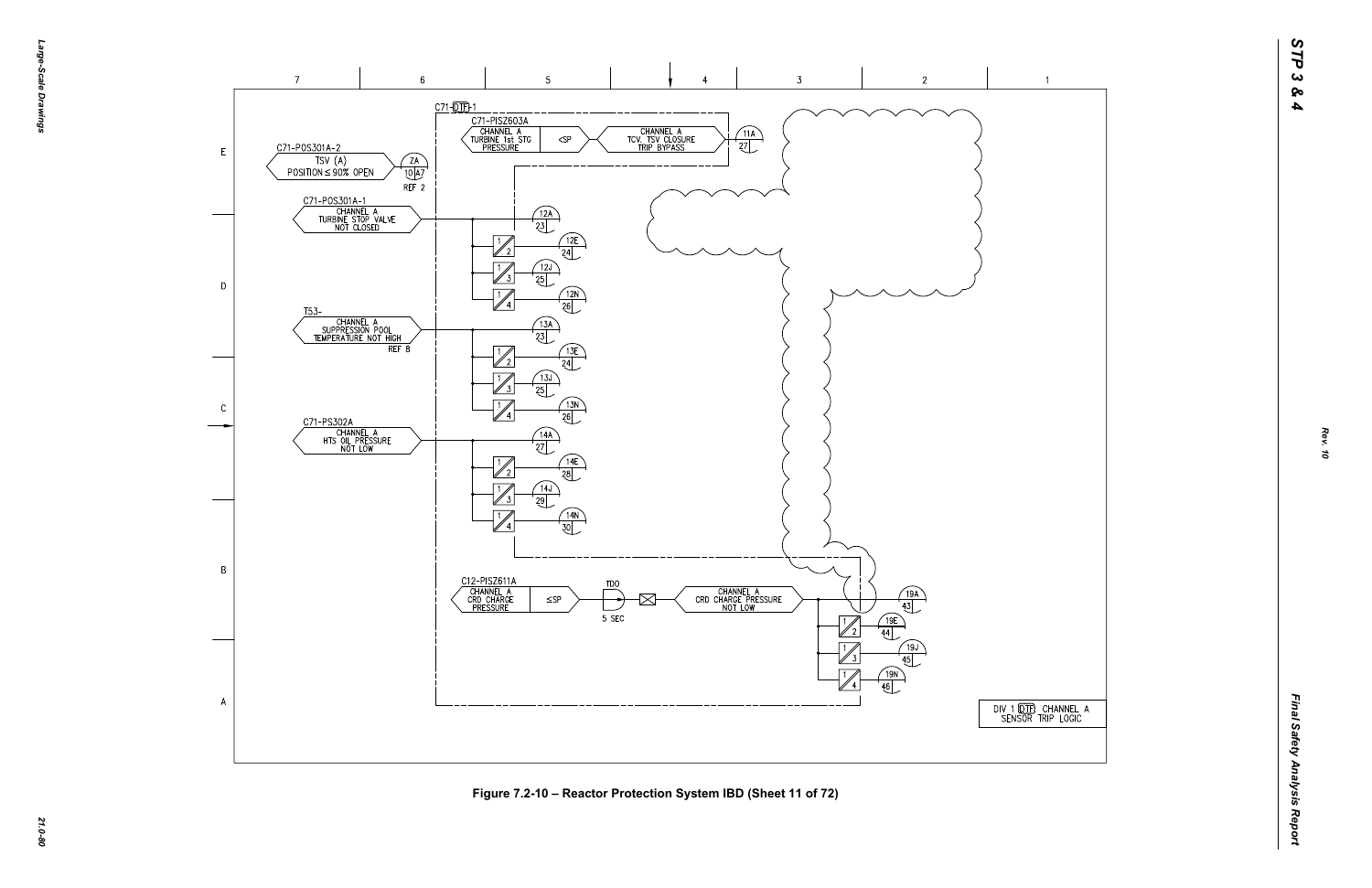C71-DTF-1

C71-PISZ603A

CHANNEL A TURBINE 1st STG PRESSURE | <SP | CHANNEL A TCV, TSV CLOSURE TRIP BYPASS → 11A 27

C71-POS301A-2
TSV (A) POSITION ≤ 90% OPEN → ZA 10 A7 REF 2

C71-POS301A-1
CHANNEL A TURBINE STOP VALVE NOT CLOSED → 12A 23; 1/2 → 12E 24; 1/3 → 12J 25; 1/4 → 12N 26

T53-
CHANNEL A SUPPRESSION POOL TEMPERATURE NOT HIGH REF 8 → 13A 23; 1/2 → 13E 24; 1/3 → 13J 25; 1/4 → 13N 26

C71-PS302A
CHANNEL A HTS OIL PRESSURE NOT LOW → 14A 27; 1/2 → 14E 28; 1/3 → 14J 29; 1/4 → 14N 30

C12-PISZ611A
CHANNEL A CRD CHARGE PRESSURE | ≤SP | TDO 5 SEC | CHANNEL A CRD CHARGE PRESSURE NOT LOW → 19A 43; 1/2 → 19E 44; 1/3 → 19J 45; 1/4 → 19N 46

DIV 1 DTF CHANNEL A SENSOR TRIP LOGIC

Figure 7.2-10 – Reactor Protection System IBD (Sheet 11 of 72)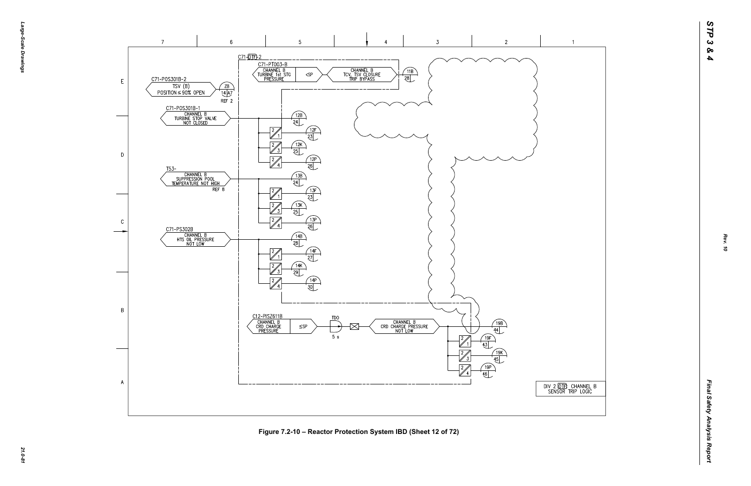C71-DTF-2

C71-PT003-B

CHANNEL B TURBINE 1st STG PRESSURE

<SP

CHANNEL B TCV, TSV CLOSURE TRIP BYPASS

11B 28

C71-POS301B-2

TSV (B) POSITION ≤ 90% OPEN

ZB 14 A7 REF 2

C71-POS301B-1

CHANNEL B TURBINE STOP VALVE NOT CLOSED

12B 24

2/1 12F 23

2/3 12K 25

2/4 12P 26

T53-

CHANNEL B SUPPRESSION POOL TEMPERATURE NOT HIGH

REF 8

13B 24

2/1 13F 23

2/3 13K 25

2/4 13P 26

C71-PS302B

CHANNEL B HTS OIL PRESSURE NOT LOW

14B 28

2/1 14F 27

2/3 14K 29

2/4 14P 30

C12-PISZ611B

CHANNEL B CRD CHARGE PRESSURE

≤SP

TDO 5 s

CHANNEL B CRD CHARGE PRESSURE NOT LOW

19B 44

2/1 19F 43

2/3 19K 45

2/4 19P 46

DIV 2 DTF CHANNEL B SENSOR TRIP LOGIC

Figure 7.2-10 – Reactor Protection System IBD (Sheet 12 of 72)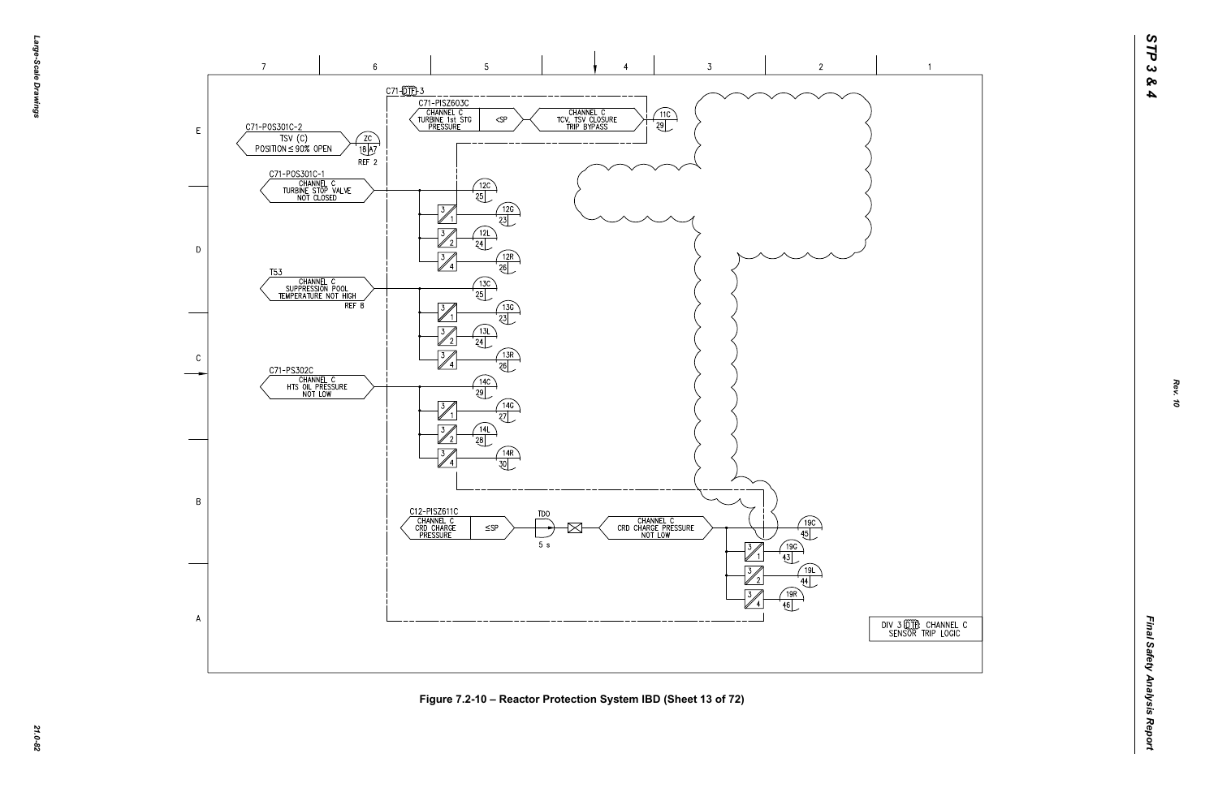C71-DTF-3

C71-PISZ603C
CHANNEL C
TURBINE 1st STG
PRESSURE

<SP

CHANNEL C
TCV, TSV CLOSURE
TRIP BYPASS

11C
29

C71-POS301C-2
TSV (C)
POSITION ≤ 90% OPEN

ZC
18 A7
REF 2

C71-POS301C-1
CHANNEL C
TURBINE STOP VALVE
NOT CLOSED

12C 25
12G 23
12L 24
12R 26

T53
CHANNEL C
SUPPRESSION POOL
TEMPERATURE NOT HIGH
REF 8

13C 25
13G 23
13L 24
13R 26

C71-PS302C
CHANNEL C
HTS OIL PRESSURE
NOT LOW

14C 29
14G 27
14L 28
14R 30

C12-PISZ611C
CHANNEL C
CRD CHARGE
PRESSURE

≤SP

TDO
5 s

CHANNEL C
CRD CHARGE PRESSURE
NOT LOW

19C 45
19G 43
19L 44
19R 46

DIV 3 DTF CHANNEL C
SENSOR TRIP LOGIC

Figure 7.2-10 – Reactor Protection System IBD (Sheet 13 of 72)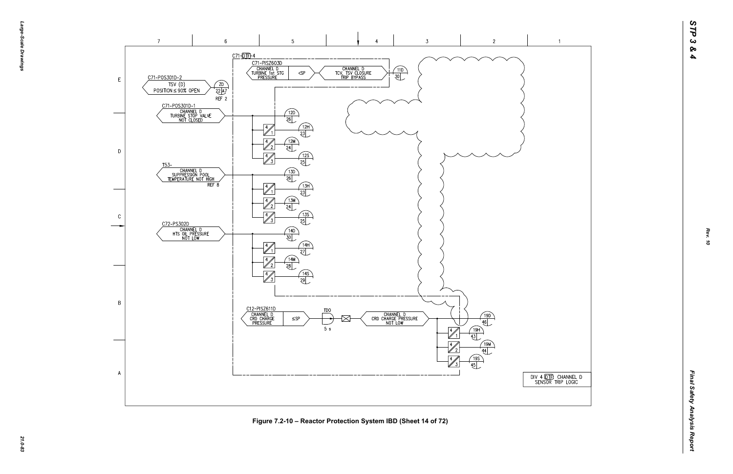C71-DTF-4

C71-PISZ603D

CHANNEL D TURBINE 1st STG PRESSURE | <SP | CHANNEL D TCV, TSV CLOSURE TRIP BYPASS | 11D 30

C71-POS301D-2 TSV (D) POSITION ≤ 90% OPEN | ZD 22 A7 REF 2

C71-POS301D-1 CHANNEL D TURBINE STOP VALVE NOT CLOSED | 12D 26 | 12H 23 | 12M 24 | 12S 25

T53- CHANNEL D SUPPRESSION POOL TEMPERATURE NOT HIGH REF 8 | 13D 26 | 13H 23 | 13M 24 | 13S 25

C72-PS302D CHANNEL D HTS OIL PRESSURE NOT LOW | 14D 30 | 14H 27 | 14M 28 | 14S 29

C12-PISZ611D CHANNEL D CRD CHARGE PRESSURE | ≤SP | TDO 5 s | CHANNEL D CRD CHARGE PRESSURE NOT LOW | 19D 46 | 19H 43 | 19M 44 | 19S 45

DIV 4 DTF CHANNEL D SENSOR TRIP LOGIC

Figure 7.2-10 – Reactor Protection System IBD (Sheet 14 of 72)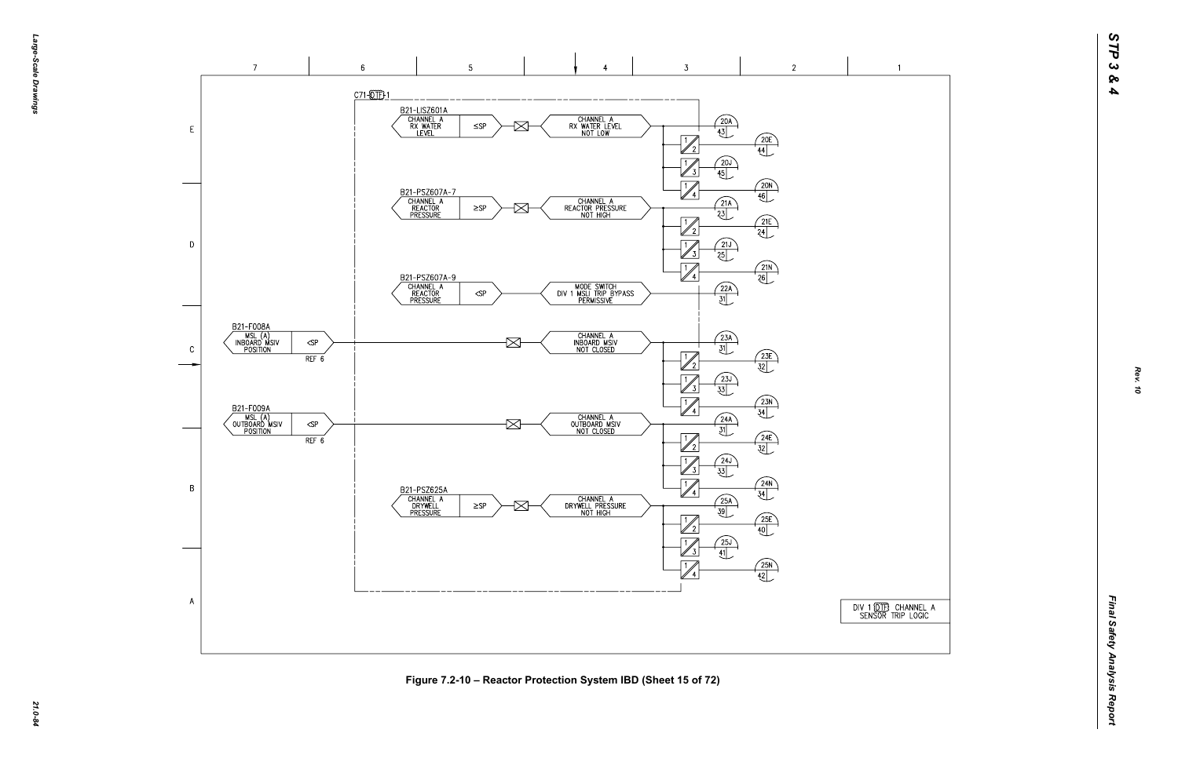C71-DTF-1

B21-LISZ601A
CHANNEL A
RX WATER LEVEL ≤SP

CHANNEL A
RX WATER LEVEL
NOT LOW

20A 43
20E 44
20J 45
20N 46

B21-PSZ607A-7
CHANNEL A
REACTOR PRESSURE ≥SP

CHANNEL A
REACTOR PRESSURE
NOT HIGH

21A 23
21E 24
21J 25
21N 26

B21-PSZ607A-9
CHANNEL A
REACTOR PRESSURE <SP

MODE SWITCH
DIV 1 MSLI TRIP BYPASS
PERMISSIVE

22A 31

B21-F008A
MSL (A)
INBOARD MSIV
POSITION <SP
REF 6

CHANNEL A
INBOARD MSIV
NOT CLOSED

23A 31
23E 32
23J 33
23N 34

B21-F009A
MSL (A)
OUTBOARD MSIV
POSITION <SP
REF 6

CHANNEL A
OUTBOARD MSIV
NOT CLOSED

24A 31
24E 32
24J 33
24N 34

B21-PSZ625A
CHANNEL A
DRYWELL PRESSURE ≥SP

CHANNEL A
DRYWELL PRESSURE
NOT HIGH

25A 39
25E 40
25J 41
25N 42

DIV 1 DTF CHANNEL A
SENSOR TRIP LOGIC

Figure 7.2-10 – Reactor Protection System IBD (Sheet 15 of 72)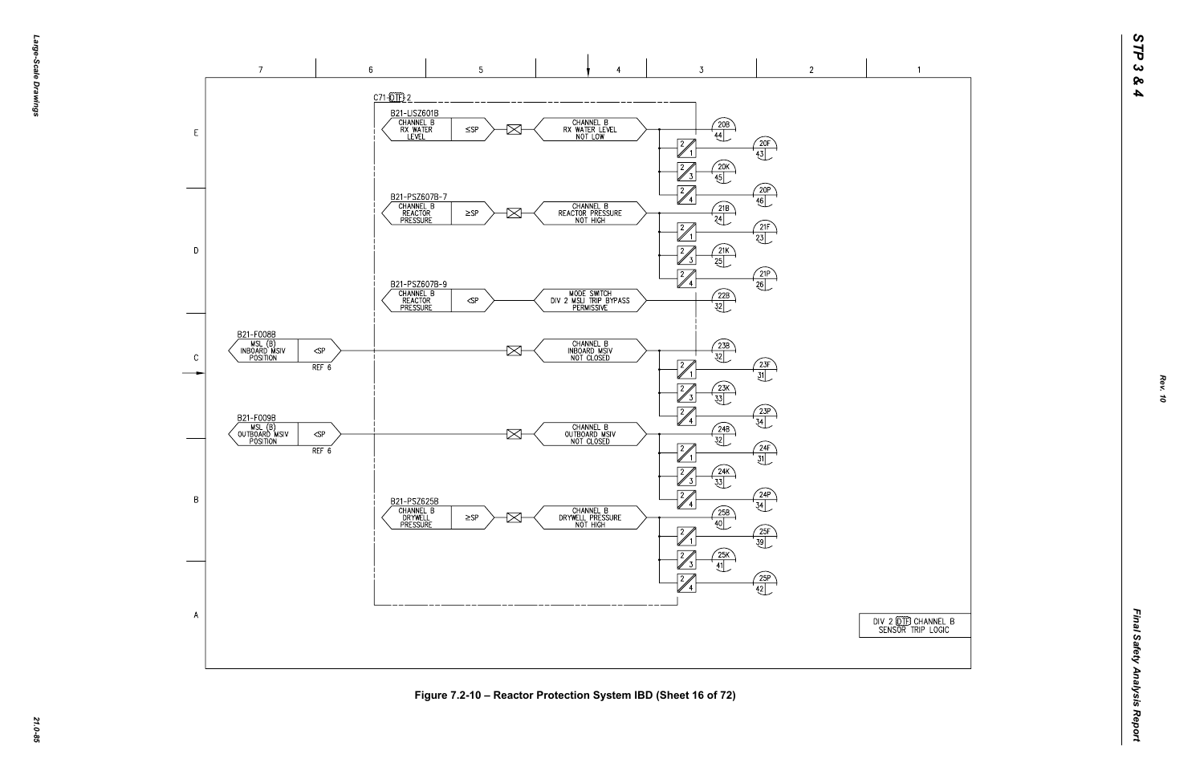C71-DTF-2

B21-LISZ601B
CHANNEL B RX WATER LEVEL ≤SP

CHANNEL B RX WATER LEVEL NOT LOW

20B 44
20F 43
20K 45
20P 46

B21-PSZ607B-7
CHANNEL B REACTOR PRESSURE ≥SP

CHANNEL B REACTOR PRESSURE NOT HIGH

21B 24
21F 23
21K 25
21P 26

B21-PSZ607B-9
CHANNEL B REACTOR PRESSURE <SP

MODE SWITCH DIV 2 MSLI TRIP BYPASS PERMISSIVE

22B 32

B21-F008B
MSL (B) INBOARD MSIV POSITION <SP
REF 6

CHANNEL B INBOARD MSIV NOT CLOSED

23B 32
23F 31
23K 33
23P 34

B21-F009B
MSL (B) OUTBOARD MSIV POSITION <SP
REF 6

CHANNEL B OUTBOARD MSIV NOT CLOSED

24B 32
24F 31
24K 33
24P 34

B21-PSZ625B
CHANNEL B DRYWELL PRESSURE ≥SP

CHANNEL B DRYWELL PRESSURE NOT HIGH

25B 40
25F 39
25K 41
25P 42

2/1, 2/3, 2/4

DIV 2 DTF CHANNEL B SENSOR TRIP LOGIC

Figure 7.2-10 – Reactor Protection System IBD (Sheet 16 of 72)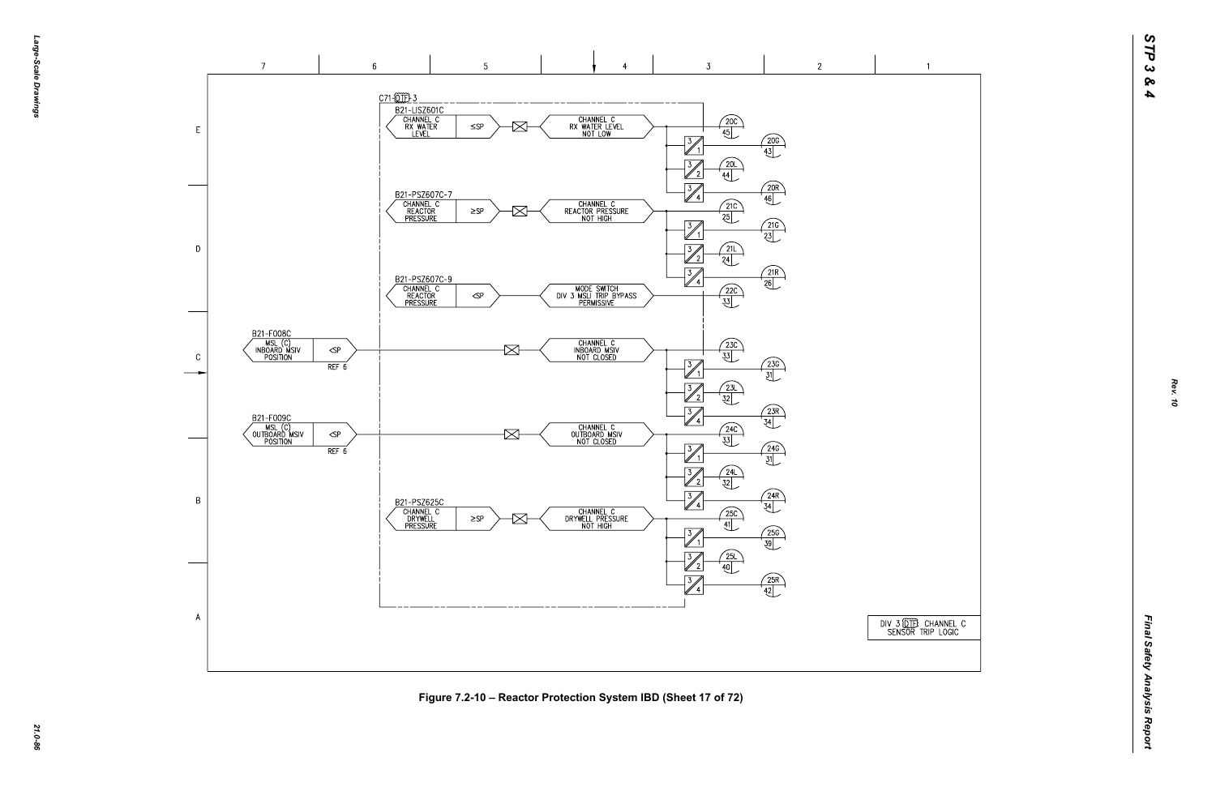C71-DTF-3

B21-LISZ601C
CHANNEL C RX WATER LEVEL ≤SP → CHANNEL C RX WATER LEVEL NOT LOW → 20C 45; 3/1 → 20G 43; 3/2 → 20L 44; 3/4 → 20R 46

B21-PSZ607C-7
CHANNEL C REACTOR PRESSURE ≥SP → CHANNEL C REACTOR PRESSURE NOT HIGH → 21C 25; 3/1 → 21G 23; 3/2 → 21L 24; 3/4 → 21R 26

B21-PSZ607C-9
CHANNEL C REACTOR PRESSURE <SP → MODE SWITCH DIV 3 MSLI TRIP BYPASS PERMISSIVE → 22C 33

B21-F008C
MSL (C) INBOARD MSIV POSITION <SP REF 6 → CHANNEL C INBOARD MSIV NOT CLOSED → 23C 33; 3/1 → 23G 31; 3/2 → 23L 32; 3/4 → 23R 34

B21-F009C
MSL (C) OUTBOARD MSIV POSITION <SP REF 6 → CHANNEL C OUTBOARD MSIV NOT CLOSED → 24C 33; 3/1 → 24G 31; 3/2 → 24L 32; 3/4 → 24R 34

B21-PSZ625C
CHANNEL C DRYWELL PRESSURE ≥SP → CHANNEL C DRYWELL PRESSURE NOT HIGH → 25C 41; 3/1 → 25G 39; 3/2 → 25L 40; 3/4 → 25R 42

DIV 3 DTF CHANNEL C SENSOR TRIP LOGIC

Figure 7.2-10 – Reactor Protection System IBD (Sheet 17 of 72)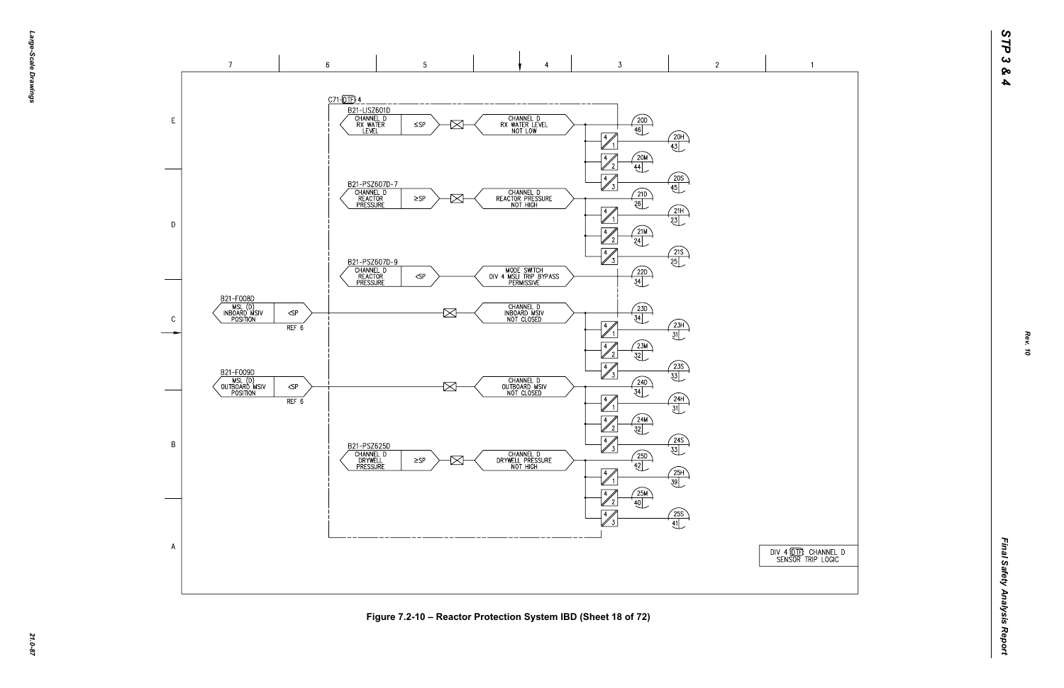C71-DTF-4

B21-LISZ601D

| CHANNEL D RX WATER LEVEL | ≤SP | CHANNEL D RX WATER LEVEL NOT LOW |
|---|---|---|

20D 46; 4/1 → 20H 43; 4/2 → 20M 44; 4/3 → 20S 45

B21-PSZ607D-7

| CHANNEL D REACTOR PRESSURE | ≥SP | CHANNEL D REACTOR PRESSURE NOT HIGH |
|---|---|---|

21D 26; 4/1 → 21H 23; 4/2 → 21M 24; 4/3 → 21S 25

B21-PSZ607D-9

| CHANNEL D REACTOR PRESSURE | <SP | MODE SWITCH DIV 4 MSLI TRIP BYPASS PERMISSIVE |
|---|---|---|

22D 34

B21-F008D

| MSL (D) INBOARD MSIV POSITION | <SP | CHANNEL D INBOARD MSIV NOT CLOSED |
|---|---|---|

REF 6

23D 34; 4/1 → 23H 31; 4/2 → 23M 32; 4/3 → 23S 33

B21-F009D

| MSL (D) OUTBOARD MSIV POSITION | <SP | CHANNEL D OUTBOARD MSIV NOT CLOSED |
|---|---|---|

REF 6

24D 34; 4/1 → 24H 31; 4/2 → 24M 32; 4/3 → 24S 33

B21-PSZ625D

| CHANNEL D DRYWELL PRESSURE | ≥SP | CHANNEL D DRYWELL PRESSURE NOT HIGH |
|---|---|---|

25D 42; 4/1 → 25H 39; 4/2 → 25M 40; 4/3 → 25S 41

DIV 4 DTF CHANNEL D SENSOR TRIP LOGIC

Figure 7.2-10 – Reactor Protection System IBD (Sheet 18 of 72)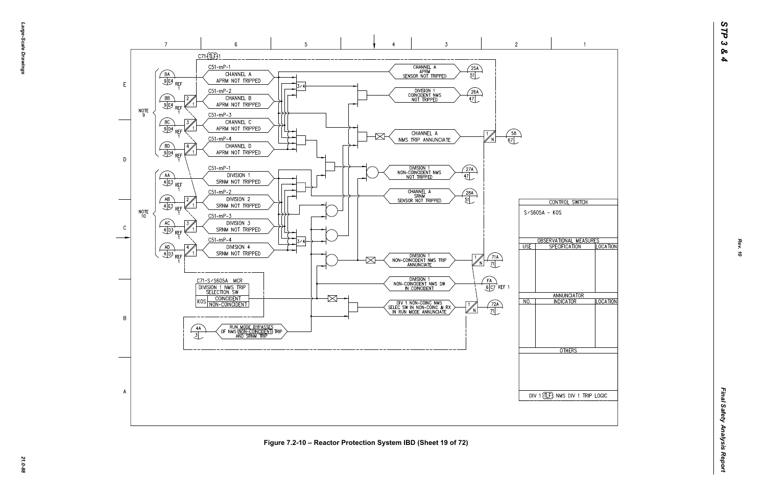C71-TLF-1

C51-mP-1

| BA |
| --- |
| 9 E4 |

REF 1

CHANNEL A APRM NOT TRIPPED

C51-mP-2

| BB |
| --- |
| 9 E4 |

REF 1

CHANNEL B APRM NOT TRIPPED

C51-mP-3

| BC |
| --- |
| 9 D4 |

REF 1

CHANNEL C APRM NOT TRIPPED

C51-mP-4

| BD |
| --- |
| 9 D4 |

REF 1

CHANNEL D APRM NOT TRIPPED

NOTE 9

C51-mP-1

| AA |
| --- |
| 4 E3 |

REF 1

DIVISION 1 SRNM NOT TRIPPED

C51-mP-2

| AB |
| --- |
| 4 E3 |

REF 1

DIVISION 2 SRNM NOT TRIPPED

C51-mP-3

| AC |
| --- |
| 4 D3 |

REF 1

DIVISION 3 SRNM NOT TRIPPED

C51-mP-4

| AD |
| --- |
| 4 D3 |

REF 1

DIVISION 4 SRNM NOT TRIPPED

NOTE 10

3/4

3/4

CHANNEL A APRM SENSOR NOT TRIPPED — 25A / 51

DIVISION 1 COINCIDENT NMS NOT TRIPPED — 26A / 47

CHANNEL A NMS TRIP ANNUNCIATE — 58 / 67

DIVISION 1 NON-COINCIDENT NMS NOT TRIPPED — 27A / 47

CHANNEL A SRNM SENSOR NOT TRIPPED — 28A / 51

DIVISION 1 NON-COINCIDENT NMS TRIP ANNUNCIATE — 71A / 71

DIVISION 1 NON-COINCIDENT NMS SW IN COINCIDENT — FA / 6 C7 REF 1

DIV 1 NON-COINC NMS SELEC SW IN NON-COINC & RX IN RUN MODE ANNUNCIATE — 72A / 71

C71-S/S605A MCR

| DIVISION 1 NMS TRIP SELECTION SW | |
| --- | --- |
| KOS | COINCIDENT |
| | NON-COINCIDENT |

RUN MODE BYPASSES OF NMS (NON-COINCIDENT) TRIP AND SRNM TRIP — 4A / 3

| CONTROL SWITCH | | |
| --- | --- | --- |
| S/S605A - KOS | | |
| OBSERVATIONAL MEASURES | | |
| USE | SPECIFICATION | LOCATION |
| | | |
| ANNUNCIATOR | | |
| NO. | INDICATOR | LOCATION |
| | | |
| OTHERS | | |
| DIV 1 TLF NMS DIV 1 TRIP LOGIC | | |

Figure 7.2-10 – Reactor Protection System IBD (Sheet 19 of 72)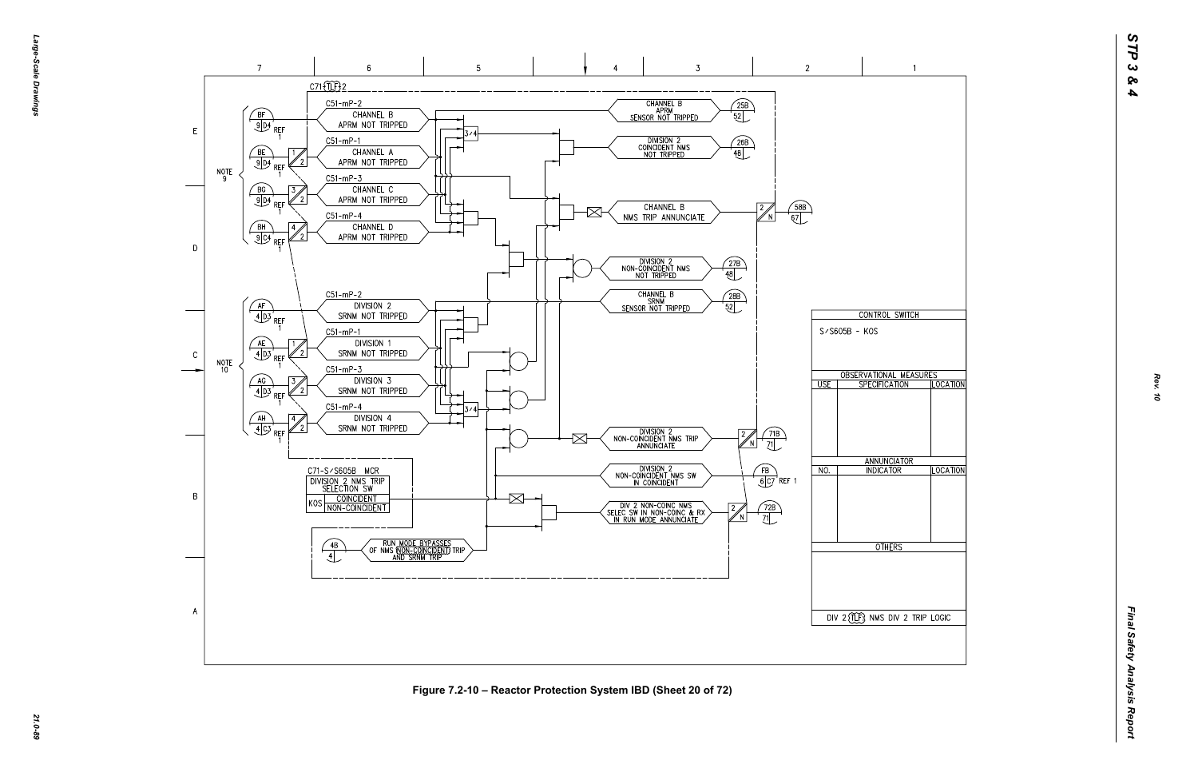C71-TLF-2

C51-mP-2 CHANNEL B APRM NOT TRIPPED

C51-mP-1 CHANNEL A APRM NOT TRIPPED

C51-mP-3 CHANNEL C APRM NOT TRIPPED

C51-mP-4 CHANNEL D APRM NOT TRIPPED

BF 9 D4 REF 1

BE 9 D4 REF 1

BG 9 D4 REF 1

BH 9 C4 REF 1

NOTE 9

CHANNEL B APRM SENSOR NOT TRIPPED — 25B 52

DIVISION 2 COINCIDENT NMS NOT TRIPPED — 26B 48

CHANNEL B NMS TRIP ANNUNCIATE — 58B 67

DIVISION 2 NON-COINCIDENT NMS NOT TRIPPED — 27B 48

CHANNEL B SRNM SENSOR NOT TRIPPED — 28B 52

C51-mP-2 DIVISION 2 SRNM NOT TRIPPED

C51-mP-1 DIVISION 1 SRNM NOT TRIPPED

C51-mP-3 DIVISION 3 SRNM NOT TRIPPED

C51-mP-4 DIVISION 4 SRNM NOT TRIPPED

AF 4 D3 REF 1

AE 4 D3 REF 1

AG 4 D3 REF 1

AH 4 C3 REF 1

NOTE 10

3/4

DIVISION 2 NON-COINCIDENT NMS TRIP ANNUNCIATE — 71B 71

DIVISION 2 NON-COINCIDENT NMS SW IN COINCIDENT — FB 6 C7 REF 1

DIV 2 NON-COINC NMS SELEC SW IN NON-COINC & RX IN RUN MODE ANNUNCIATE — 72B 71

C71-S/S605B MCR

DIVISION 2 NMS TRIP SELECTION SW

KOS: COINCIDENT / NON-COINCIDENT

4B 4 — RUN MODE BYPASSES OF NMS NON-COINCIDENT TRIP AND SRNM TRIP

| CONTROL SWITCH | | |
|---|---|---|
| S/S605B - KOS | | |
| OBSERVATIONAL MEASURES | | |
| USE | SPECIFICATION | LOCATION |
| | | |
| ANNUNCIATOR | | |
| NO. | INDICATOR | LOCATION |
| | | |
| OTHERS | | |
| DIV 2 TLF NMS DIV 2 TRIP LOGIC | | |

Figure 7.2-10 – Reactor Protection System IBD (Sheet 20 of 72)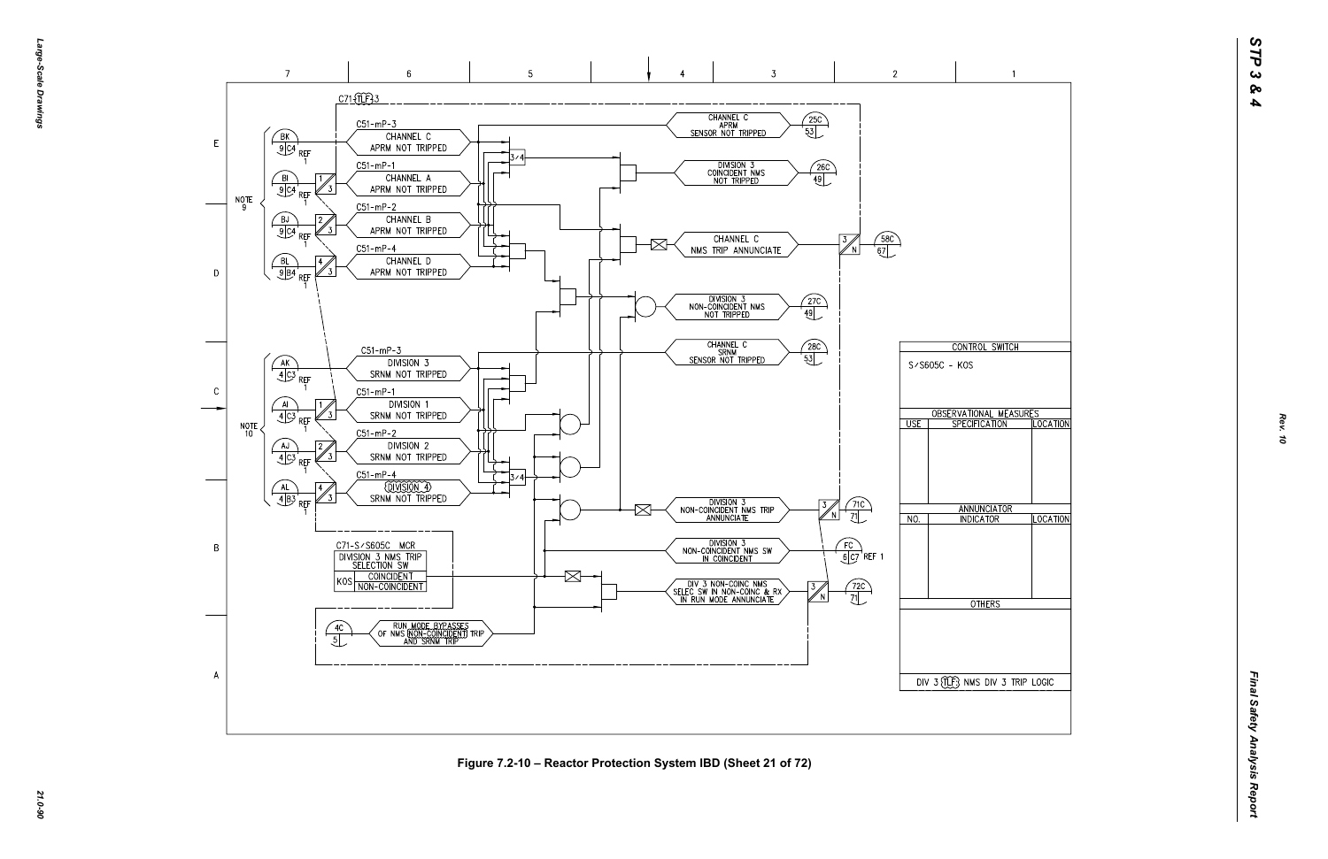C71-(TLF)3

C51-mP-3 — CHANNEL C APRM NOT TRIPPED (BK 9 C4 REF 1)

C51-mP-1 — CHANNEL A APRM NOT TRIPPED (BI 9 C4 REF 1)

C51-mP-2 — CHANNEL B APRM NOT TRIPPED (BJ 9 C4 REF 1)

C51-mP-4 — CHANNEL D APRM NOT TRIPPED (BL 9 B4 REF 1)

NOTE 9

CHANNEL C APRM SENSOR NOT TRIPPED (25C 53)

DIVISION 3 COINCIDENT NMS NOT TRIPPED (26C 49)

CHANNEL C NMS TRIP ANNUNCIATE (58C 67)

DIVISION 3 NON-COINCIDENT NMS NOT TRIPPED (27C 49)

CHANNEL C SRNM SENSOR NOT TRIPPED (28C 53)

C51-mP-3 — DIVISION 3 SRNM NOT TRIPPED (AK 4 C3 REF 1)

C51-mP-1 — DIVISION 1 SRNM NOT TRIPPED (AI 4 C3 REF 1)

C51-mP-2 — DIVISION 2 SRNM NOT TRIPPED (AJ 4 C3 REF 1)

C51-mP-4 — DIVISION 4 SRNM NOT TRIPPED (AL 4 B3 REF 1)

NOTE 10

DIVISION 3 NON-COINCIDENT NMS TRIP ANNUNCIATE (71C 71)

DIVISION 3 NON-COINCIDENT NMS SW IN COINCIDENT (FC 6 C7 REF 1)

DIV 3 NON-COINC NMS SELEC SW IN NON-COINC & RX IN RUN MODE ANNUNCIATE (72C 71)

C71-S/S605C MCR

| DIVISION 3 NMS TRIP SELECTION SW | |
|---|---|
| | COINCIDENT |
| KOS | NON-COINCIDENT |

RUN MODE BYPASSES OF NMS (NON-COINCIDENT) TRIP AND SRNM TRIP (4C 5)

| CONTROL SWITCH | | |
|---|---|---|
| S/S605C - KOS | | |
| OBSERVATIONAL MEASURES | | |
| USE | SPECIFICATION | LOCATION |
| | | |
| ANNUNCIATOR | | |
| NO. | INDICATOR | LOCATION |
| | | |
| OTHERS | | |
| | | |
| DIV 3 (TLF) NMS DIV 3 TRIP LOGIC | | |

Figure 7.2-10 – Reactor Protection System IBD (Sheet 21 of 72)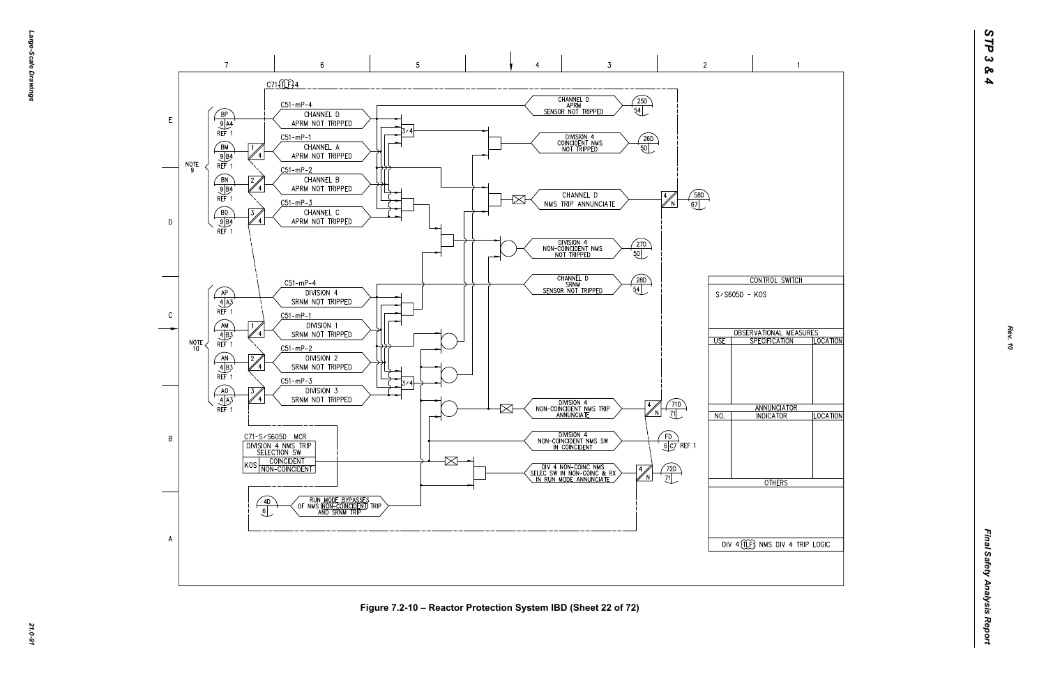C71-(TLF)-4

C51-mP-4 CHANNEL D APRM NOT TRIPPED

C51-mP-1 CHANNEL A APRM NOT TRIPPED

C51-mP-2 CHANNEL B APRM NOT TRIPPED

C51-mP-3 CHANNEL C APRM NOT TRIPPED

NOTE 9

BP 9|A4 REF 1

BM 9|B4 REF 1

BN 9|B4 REF 1

BO 9|B4 REF 1

3/4

CHANNEL D APRM SENSOR NOT TRIPPED (25D 54)

DIVISION 4 COINCIDENT NMS NOT TRIPPED (26D 50)

CHANNEL D NMS TRIP ANNUNCIATE (58D 67)

DIVISION 4 NON-COINCIDENT NMS NOT TRIPPED (27D 50)

CHANNEL D SRNM SENSOR NOT TRIPPED (28D 54)

C51-mP-4 DIVISION 4 SRNM NOT TRIPPED

C51-mP-1 DIVISION 1 SRNM NOT TRIPPED

C51-mP-2 DIVISION 2 SRNM NOT TRIPPED

C51-mP-3 DIVISION 3 SRNM NOT TRIPPED

NOTE 10

AP 4|A3 REF 1

AM 4|B3 REF 1

AN 4|B3 REF 1

AO 4|A3 REF 1

DIVISION 4 NON-COINCIDENT NMS TRIP ANNUNCIATE (71D 71)

DIVISION 4 NON-COINCIDENT NMS SW IN COINCIDENT (FD 6|C7 REF 1)

DIV 4 NON-COINC NMS SELEC SW IN NON-COINC & RX IN RUN MODE ANNUNCIATE (72D 71)

C71-S/S605D MCR

DIVISION 4 NMS TRIP SELECTION SW

KOS: COINCIDENT / NON-COINCIDENT

RUN MODE BYPASSES OF NMS NON-COINCIDENT TRIP AND SRNM TRIP (4D 6)

| CONTROL SWITCH | | |
|---|---|---|
| S/S605D - KOS | | |
| **OBSERVATIONAL MEASURES** | | |
| USE | SPECIFICATION | LOCATION |
| | | |
| **ANNUNCIATOR** | | |
| NO. | INDICATOR | LOCATION |
| | | |
| **OTHERS** | | |
| | | |
| DIV 4 (TLF) NMS DIV 4 TRIP LOGIC | | |

Figure 7.2-10 – Reactor Protection System IBD (Sheet 22 of 72)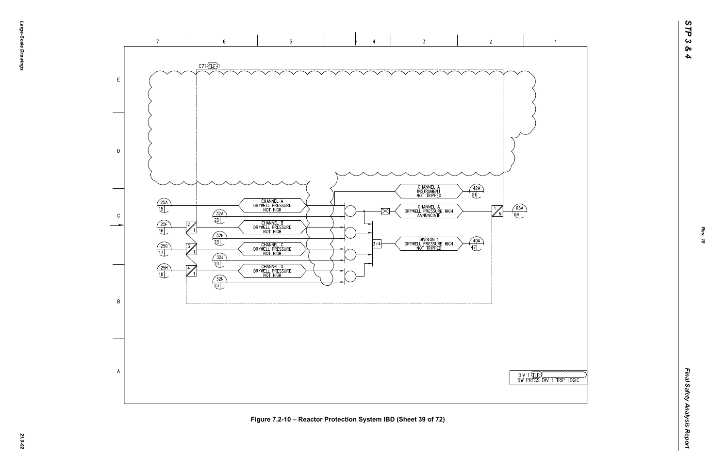C71-TLF-31

CHANNEL A DRYWELL PRESSURE NOT HIGH

CHANNEL B DRYWELL PRESSURE NOT HIGH

CHANNEL C DRYWELL PRESSURE NOT HIGH

CHANNEL D DRYWELL PRESSURE NOT HIGH

CHANNEL A INSTRUMENT NOT TRIPPED

CHANNEL A DRYWELL PRESSURE HIGH ANNUNCIATE

DIVISION 1 DRYWELL PRESSURE HIGH NOT TRIPPED

25A 15, 25F 16, 25G 17, 25H 18, 32A 23, 32E 23, 32J 23, 32N 23, 42A 51, 40A 47, 65A 69

2/1, 3/1, 4/1, 3/4, 1/N

DIV 1 TLF-3 DW PRESS DIV 1 TRIP LOGIC

Figure 7.2-10 – Reactor Protection System IBD (Sheet 39 of 72)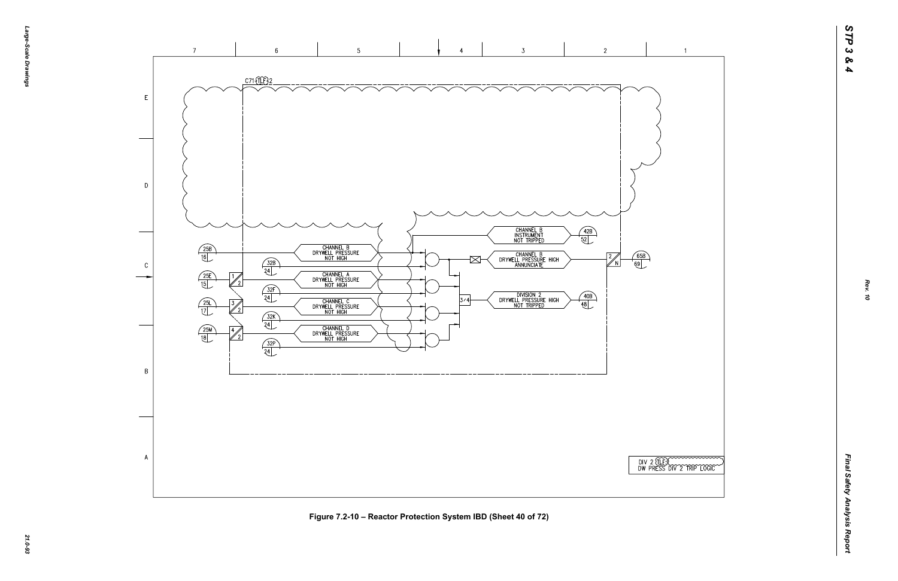C71-TLF-2

25B 16 — CHANNEL B DRYWELL PRESSURE NOT HIGH

32B 24

25E 15 — CHANNEL A DRYWELL PRESSURE NOT HIGH

32F 24

25L 17 — CHANNEL C DRYWELL PRESSURE NOT HIGH

32K 24

25M 18 — CHANNEL D DRYWELL PRESSURE NOT HIGH

32P 24

CHANNEL B INSTRUMENT NOT TRIPPED — 42B 52

CHANNEL B DRYWELL PRESSURE HIGH ANNUNCIATE — 65B 69

3/4 — DIVISION 2 DRYWELL PRESSURE HIGH NOT TRIPPED — 40B 48

DIV 2 TLF
DW PRESS DIV 2 TRIP LOGIC

Figure 7.2-10 – Reactor Protection System IBD (Sheet 40 of 72)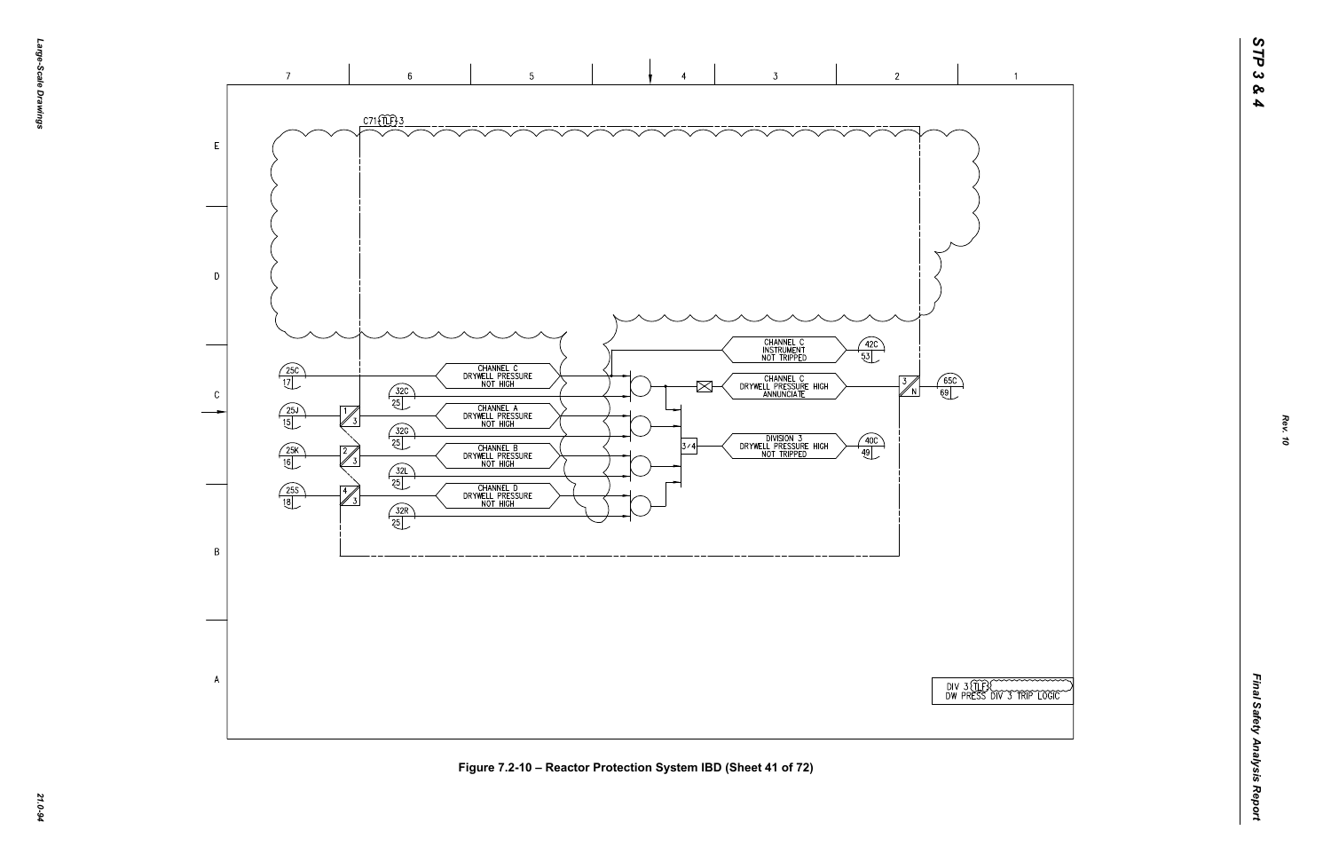C71-TLF-3

25C 17

CHANNEL C DRYWELL PRESSURE NOT HIGH

32C 25

25J 15

CHANNEL A DRYWELL PRESSURE NOT HIGH

32G 25

25K 16

CHANNEL B DRYWELL PRESSURE NOT HIGH

32L 25

25S 18

CHANNEL D DRYWELL PRESSURE NOT HIGH

32R 25

CHANNEL C INSTRUMENT NOT TRIPPED

42C 53

CHANNEL C DRYWELL PRESSURE HIGH ANNUNCIATE

3/4

DIVISION 3 DRYWELL PRESSURE HIGH NOT TRIPPED

40C 49

65C 69

DIV 3 TLF DW PRESS DIV 3 TRIP LOGIC

Figure 7.2-10 – Reactor Protection System IBD (Sheet 41 of 72)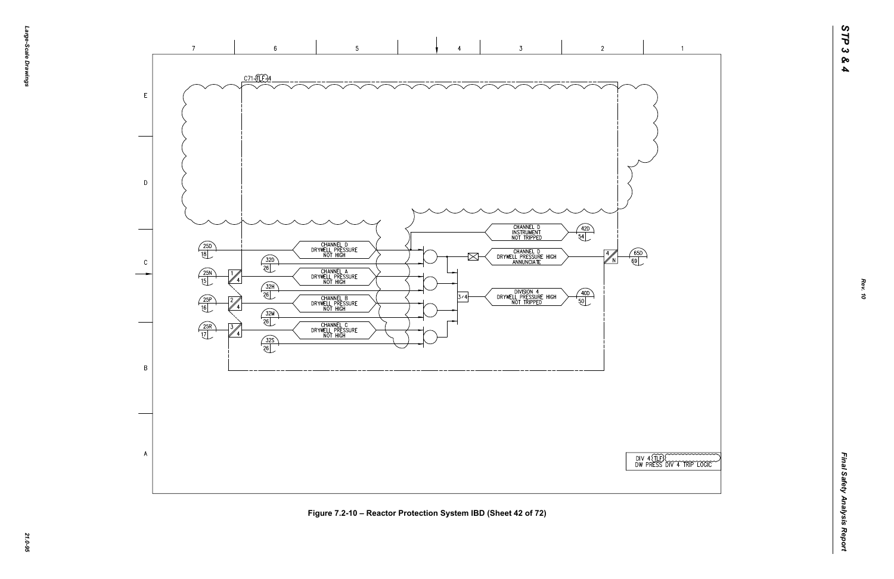C71-TLF-34

| | |
|---|---|
| 25D 18 | CHANNEL D DRYWELL PRESSURE NOT HIGH |
| 32D 26 | |
| 25N 15 | CHANNEL A DRYWELL PRESSURE NOT HIGH |
| 32H 26 | |
| 25P 16 | CHANNEL B DRYWELL PRESSURE NOT HIGH |
| 32M 26 | |
| 25R 17 | CHANNEL C DRYWELL PRESSURE NOT HIGH |
| 32S 26 | |

CHANNEL D INSTRUMENT NOT TRIPPED — 42D 54

CHANNEL D DRYWELL PRESSURE HIGH ANNUNCIATE — 65D 69

3/4 — DIVISION 4 DRYWELL PRESSURE HIGH NOT TRIPPED — 40D 50

DIV 4 TLF DW PRESS DIV 4 TRIP LOGIC

Figure 7.2-10 – Reactor Protection System IBD (Sheet 42 of 72)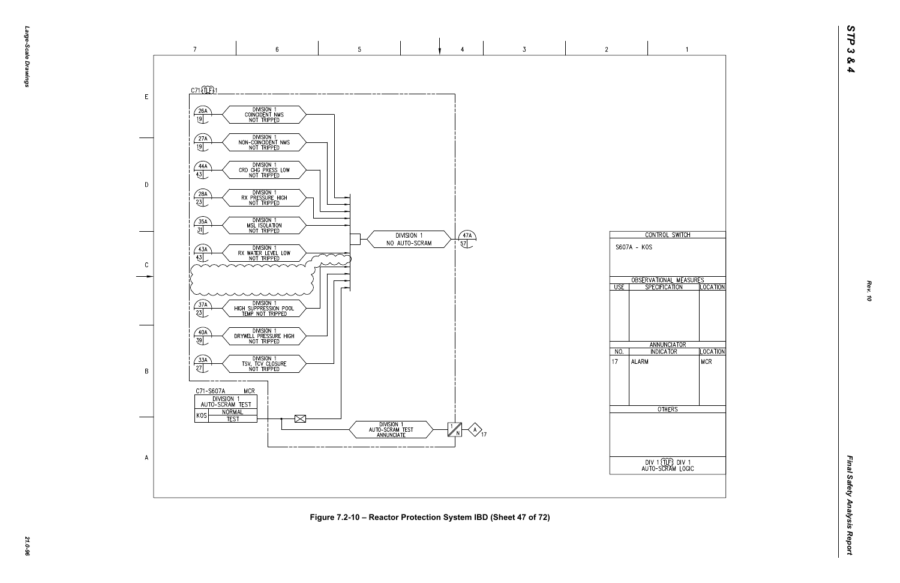C71-TLF-1

| | |
|---|---|
| 26A / 19 | DIVISION 1 COINCIDENT NMS NOT TRIPPED |
| 27A / 19 | DIVISION 1 NON-COINCIDENT NMS NOT TRIPPED |
| 44A / 43 | DIVISION 1 CRD CHG PRESS LOW NOT TRIPPED |
| 28A / 23 | DIVISION 1 RX PRESSURE HIGH NOT TRIPPED |
| 35A / 31 | DIVISION 1 MSL ISOLATION NOT TRIPPED |
| 43A / 43 | DIVISION 1 RX WATER LEVEL LOW NOT TRIPPED |
| 37A / 23 | DIVISION 1 HIGH SUPPRESSION POOL TEMP NOT TRIPPED |
| 40A / 39 | DIVISION 1 DRYWELL PRESSURE HIGH NOT TRIPPED |
| 33A / 27 | DIVISION 1 TSV, TCV CLOSURE NOT TRIPPED |

DIVISION 1 NO AUTO-SCRAM → 47A / 57

C71-S607A MCR

DIVISION 1 AUTO-SCRAM TEST

KOS: NORMAL / TEST

DIVISION 1 AUTO-SCRAM TEST ANNUNCIATE → 1/N → A 17

| CONTROL SWITCH | | |
|---|---|---|
| S607A - KOS | | |
| **OBSERVATIONAL MEASURES** | | |
| USE | SPECIFICATION | LOCATION |
| | | |
| **ANNUNCIATOR** | | |
| NO. | INDICATOR | LOCATION |
| 17 | ALARM | MCR |
| **OTHERS** | | |
| | | |

DIV 1 TLF DIV 1 AUTO-SCRAM LOGIC

Figure 7.2-10 – Reactor Protection System IBD (Sheet 47 of 72)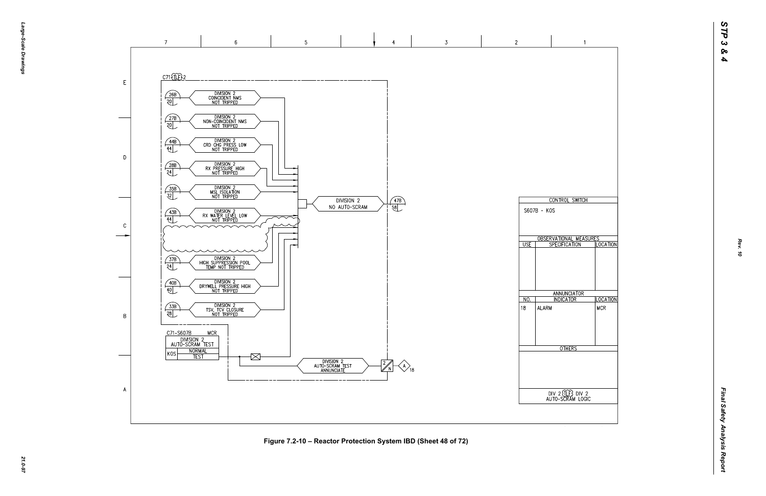C71-(TLF)-2

| Ref | Signal |
|---|---|
| 26B / 20 | DIVISION 2 COINCIDENT NMS NOT TRIPPED |
| 27B / 20 | DIVISION 2 NON-COINCIDENT NMS NOT TRIPPED |
| 44B / 44 | DIVISION 2 CRD CHG PRESS LOW NOT TRIPPED |
| 28B / 24 | DIVISION 2 RX PRESSURE HIGH NOT TRIPPED |
| 35B / 32 | DIVISION 2 MSL ISOLATION NOT TRIPPED |
| 43B / 44 | DIVISION 2 RX WATER LEVEL LOW NOT TRIPPED |
| 37B / 24 | DIVISION 2 HIGH SUPPRESSION POOL TEMP NOT TRIPPED |
| 40B / 40 | DIVISION 2 DRYWELL PRESSURE HIGH NOT TRIPPED |
| 33B / 28 | DIVISION 2 TSV, TCV CLOSURE NOT TRIPPED |

DIVISION 2 NO AUTO-SCRAM → 47B / 58

C71-S607B MCR

DIVISION 2 AUTO-SCRAM TEST

| KOS | |
|---|---|
| | NORMAL |
| | TEST |

DIVISION 2 AUTO-SCRAM TEST ANNUNCIATE → 2/N → A 18

| CONTROL SWITCH | | |
|---|---|---|
| S607B - KOS | | |
| **OBSERVATIONAL MEASURES** | | |
| USE | SPECIFICATION | LOCATION |
| | | |
| **ANNUNCIATOR** | | |
| NO. | INDICATOR | LOCATION |
| 18 | ALARM | MCR |
| **OTHERS** | | |
| | | |
| DIV 2 (TLF) DIV 2 AUTO-SCRAM LOGIC | | |

Figure 7.2-10 – Reactor Protection System IBD (Sheet 48 of 72)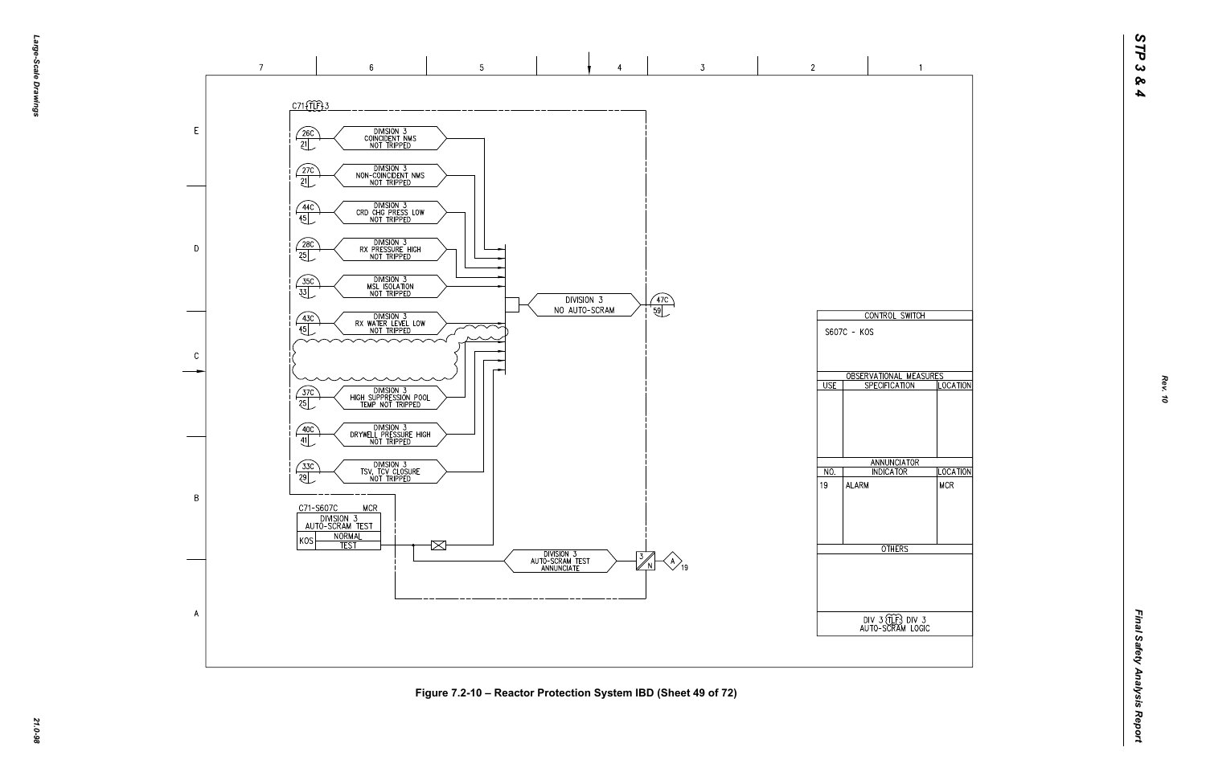C71-TLF-3

| Ref | Signal |
| --- | --- |
| 26C / 21 | DIVISION 3 COINCIDENT NMS NOT TRIPPED |
| 27C / 21 | DIVISION 3 NON-COINCIDENT NMS NOT TRIPPED |
| 44C / 45 | DIVISION 3 CRD CHG PRESS LOW NOT TRIPPED |
| 28C / 25 | DIVISION 3 RX PRESSURE HIGH NOT TRIPPED |
| 35C / 33 | DIVISION 3 MSL ISOLATION NOT TRIPPED |
| 43C / 45 | DIVISION 3 RX WATER LEVEL LOW NOT TRIPPED |
| 37C / 25 | DIVISION 3 HIGH SUPPRESSION POOL TEMP NOT TRIPPED |
| 40C / 41 | DIVISION 3 DRYWELL PRESSURE HIGH NOT TRIPPED |
| 33C / 29 | DIVISION 3 TSV, TCV CLOSURE NOT TRIPPED |

DIVISION 3 NO AUTO-SCRAM → 47C / 59

C71-S607C MCR
DIVISION 3 AUTO-SCRAM TEST
KOS: NORMAL / TEST

DIVISION 3 AUTO-SCRAM TEST ANNUNCIATE → 3/N → A 19

| CONTROL SWITCH | | |
| --- | --- | --- |
| S607C - KOS | | |
| **OBSERVATIONAL MEASURES** | | |
| USE | SPECIFICATION | LOCATION |
| | | |
| **ANNUNCIATOR** | | |
| NO. | INDICATOR | LOCATION |
| 19 | ALARM | MCR |
| **OTHERS** | | |
| | | |

DIV 3 TLF3 DIV 3 AUTO-SCRAM LOGIC

Figure 7.2-10 – Reactor Protection System IBD (Sheet 49 of 72)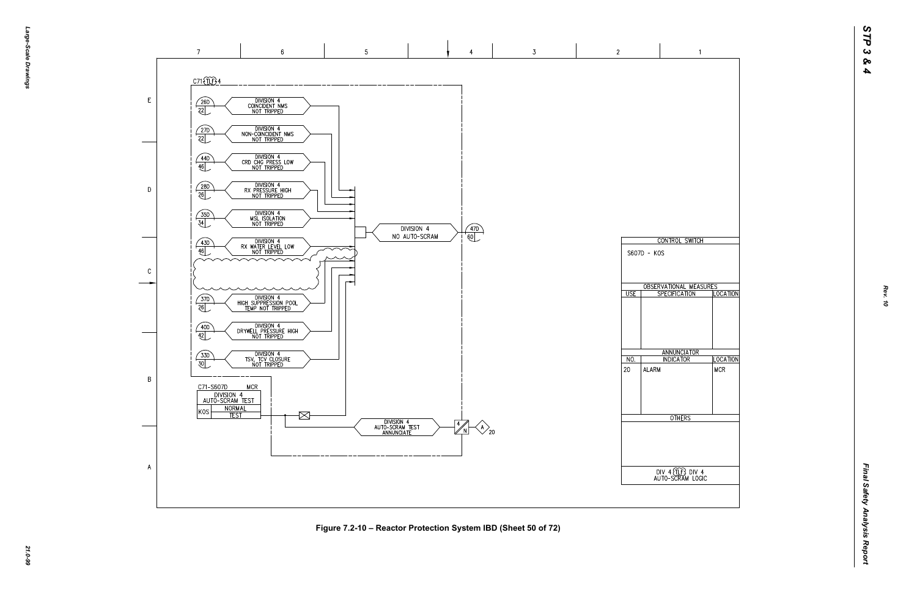C71 TLF 4

| | | |
|---|---|---|
| 26D / 22 | DIVISION 4 COINCIDENT NMS NOT TRIPPED | |
| 27D / 22 | DIVISION 4 NON-COINCIDENT NMS NOT TRIPPED | |
| 44D / 46 | DIVISION 4 CRD CHG PRESS LOW NOT TRIPPED | |
| 28D / 26 | DIVISION 4 RX PRESSURE HIGH NOT TRIPPED | |
| 35D / 34 | DIVISION 4 MSL ISOLATION NOT TRIPPED | |
| 43D / 46 | DIVISION 4 RX WATER LEVEL LOW NOT TRIPPED | |
| 37D / 26 | DIVISION 4 HIGH SUPPRESSION POOL TEMP NOT TRIPPED | |
| 40D / 42 | DIVISION 4 DRYWELL PRESSURE HIGH NOT TRIPPED | |
| 33D / 30 | DIVISION 4 TSV, TCV CLOSURE NOT TRIPPED | |

DIVISION 4 NO AUTO-SCRAM → 47D / 60

C71-S607D MCR
DIVISION 4 AUTO-SCRAM TEST

| KOS | NORMAL |
|---|---|
| | TEST |

DIVISION 4 AUTO-SCRAM TEST ANNUNCIATE → 4/N → A 20

| CONTROL SWITCH | | |
|---|---|---|
| S607D - KOS | | |
| OBSERVATIONAL MEASURES | | |
| USE | SPECIFICATION | LOCATION |
| | | |
| ANNUNCIATOR | | |
| NO. | INDICATOR | LOCATION |
| 20 | ALARM | MCR |
| OTHERS | | |
| | | |
| DIV 4 TLF DIV 4 AUTO-SCRAM LOGIC | | |

Figure 7.2-10 – Reactor Protection System IBD (Sheet 50 of 72)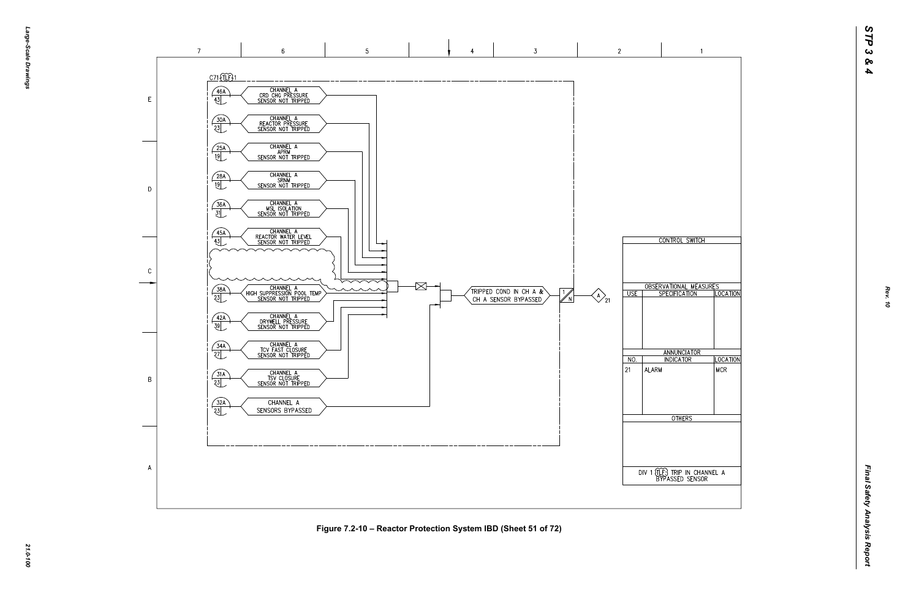C71 (TLF) 1

| Ref | Signal |
|---|---|
| 46A / 43 | CHANNEL A CRD CHG PRESSURE SENSOR NOT TRIPPED |
| 30A / 23 | CHANNEL A REACTOR PRESSURE SENSOR NOT TRIPPED |
| 25A / 19 | CHANNEL A APRM SENSOR NOT TRIPPED |
| 28A / 19 | CHANNEL A SRNM SENSOR NOT TRIPPED |
| 36A / 31 | CHANNEL A MSL ISOLATION SENSOR NOT TRIPPED |
| 45A / 43 | CHANNEL A REACTOR WATER LEVEL SENSOR NOT TRIPPED |
| 38A / 23 | CHANNEL A HIGH SUPPRESSION POOL TEMP SENSOR NOT TRIPPED |
| 42A / 39 | CHANNEL A DRYWELL PRESSURE SENSOR NOT TRIPPED |
| 34A / 27 | CHANNEL A TCV FAST CLOSURE SENSOR NOT TRIPPED |
| 31A / 23 | CHANNEL A TSV CLOSURE SENSOR NOT TRIPPED |
| 32A / 23 | CHANNEL A SENSORS BYPASSED |

TRIPPED COND IN CH A & CH A SENSOR BYPASSED → 1/N → A 21

| CONTROL SWITCH | | |
|---|---|---|
| | | |
| **OBSERVATIONAL MEASURES** | | |
| USE | SPECIFICATION | LOCATION |
| | | |
| **ANNUNCIATOR** | | |
| NO. | INDICATOR | LOCATION |
| 21 | ALARM | MCR |
| **OTHERS** | | |
| | | |

DIV 1 (TLF) TRIP IN CHANNEL A BYPASSED SENSOR

Figure 7.2-10 – Reactor Protection System IBD (Sheet 51 of 72)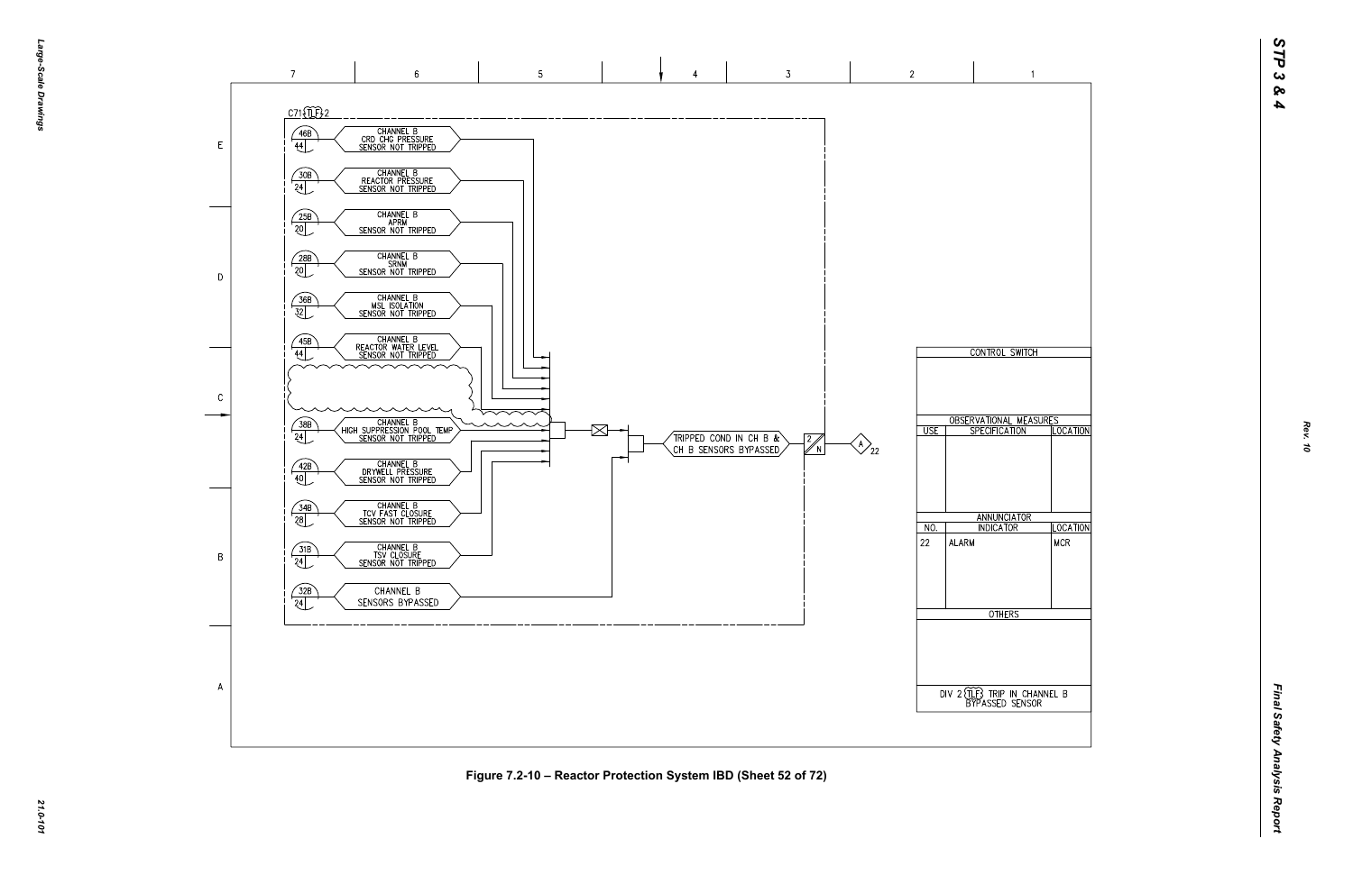C71 TLF 2

| Ref | Sheet | Signal |
|---|---|---|
| 46B | 44 | CHANNEL B CRD CHG PRESSURE SENSOR NOT TRIPPED |
| 30B | 24 | CHANNEL B REACTOR PRESSURE SENSOR NOT TRIPPED |
| 25B | 20 | CHANNEL B APRM SENSOR NOT TRIPPED |
| 28B | 20 | CHANNEL B SRNM SENSOR NOT TRIPPED |
| 36B | 32 | CHANNEL B MSL ISOLATION SENSOR NOT TRIPPED |
| 45B | 44 | CHANNEL B REACTOR WATER LEVEL SENSOR NOT TRIPPED |
| 38B | 24 | CHANNEL B HIGH SUPPRESSION POOL TEMP SENSOR NOT TRIPPED |
| 42B | 40 | CHANNEL B DRYWELL PRESSURE SENSOR NOT TRIPPED |
| 34B | 28 | CHANNEL B TCV FAST CLOSURE SENSOR NOT TRIPPED |
| 31B | 24 | CHANNEL B TSV CLOSURE SENSOR NOT TRIPPED |
| 32B | 24 | CHANNEL B SENSORS BYPASSED |

TRIPPED COND IN CH B & CH B SENSORS BYPASSED → 2/N → A 22

| CONTROL SWITCH | | |
|---|---|---|
| | | |

| OBSERVATIONAL MEASURES | | |
|---|---|---|
| USE | SPECIFICATION | LOCATION |
| | | |

| ANNUNCIATOR | | |
|---|---|---|
| NO. | INDICATOR | LOCATION |
| 22 | ALARM | MCR |

| OTHERS |
|---|
| |

DIV 2 TLF TRIP IN CHANNEL B BYPASSED SENSOR

Figure 7.2-10 – Reactor Protection System IBD (Sheet 52 of 72)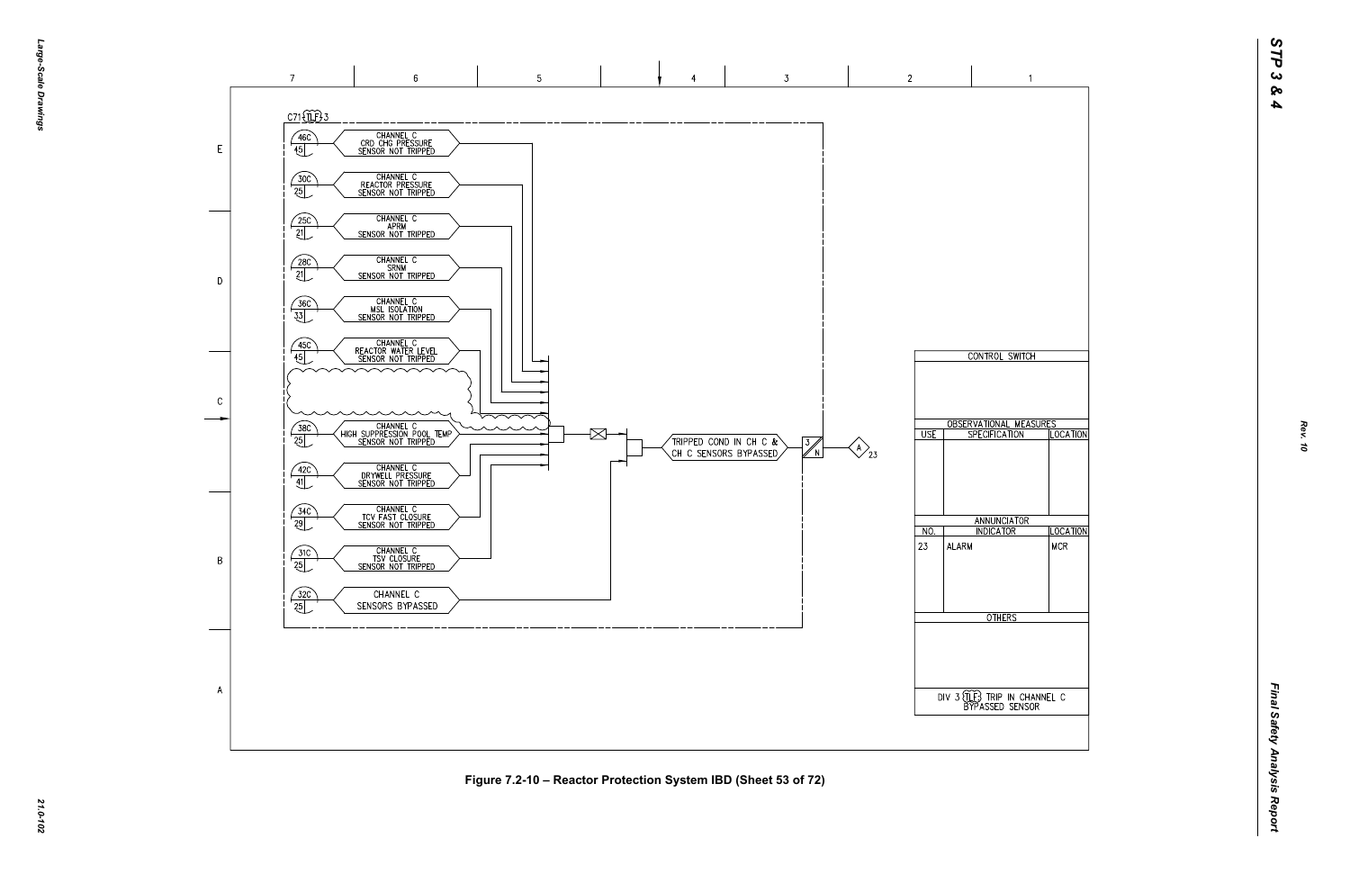C71 (TLF) 3

| Ref | Signal |
|---|---|
| 46C / 45 | CHANNEL C CRD CHG PRESSURE SENSOR NOT TRIPPED |
| 30C / 25 | CHANNEL C REACTOR PRESSURE SENSOR NOT TRIPPED |
| 25C / 21 | CHANNEL C APRM SENSOR NOT TRIPPED |
| 28C / 21 | CHANNEL C SRNM SENSOR NOT TRIPPED |
| 36C / 33 | CHANNEL C MSL ISOLATION SENSOR NOT TRIPPED |
| 45C / 45 | CHANNEL C REACTOR WATER LEVEL SENSOR NOT TRIPPED |
| 38C / 25 | CHANNEL C HIGH SUPPRESSION POOL TEMP SENSOR NOT TRIPPED |
| 42C / 41 | CHANNEL C DRYWELL PRESSURE SENSOR NOT TRIPPED |
| 34C / 29 | CHANNEL C TCV FAST CLOSURE SENSOR NOT TRIPPED |
| 31C / 25 | CHANNEL C TSV CLOSURE SENSOR NOT TRIPPED |
| 32C / 25 | CHANNEL C SENSORS BYPASSED |

TRIPPED COND IN CH C & CH C SENSORS BYPASSED → 3/N → A 23

CONTROL SWITCH

| OBSERVATIONAL MEASURES | | |
|---|---|---|
| USE | SPECIFICATION | LOCATION |
| | | |

| ANNUNCIATOR | | |
|---|---|---|
| NO. | INDICATOR | LOCATION |
| 23 | ALARM | MCR |

OTHERS

DIV 3 (TLF) TRIP IN CHANNEL C BYPASSED SENSOR

Figure 7.2-10 – Reactor Protection System IBD (Sheet 53 of 72)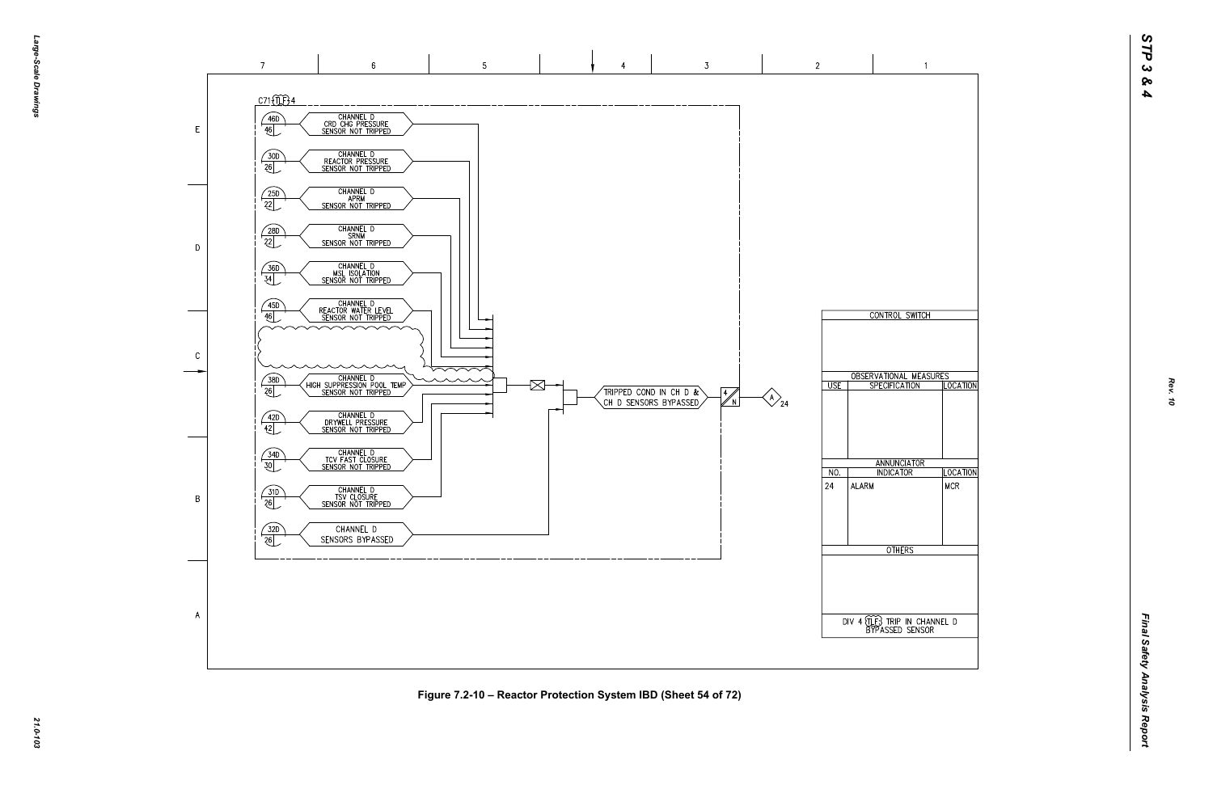C71 TLF 4

| Ref | Input |
|---|---|
| 46D / 46 | CHANNEL D CRD CHG PRESSURE SENSOR NOT TRIPPED |
| 30D / 26 | CHANNEL D REACTOR PRESSURE SENSOR NOT TRIPPED |
| 25D / 22 | CHANNEL D APRM SENSOR NOT TRIPPED |
| 28D / 22 | CHANNEL D SRNM SENSOR NOT TRIPPED |
| 36D / 34 | CHANNEL D MSL ISOLATION SENSOR NOT TRIPPED |
| 45D / 46 | CHANNEL D REACTOR WATER LEVEL SENSOR NOT TRIPPED |
| 38D / 26 | CHANNEL D HIGH SUPPRESSION POOL TEMP SENSOR NOT TRIPPED |
| 42D / 42 | CHANNEL D DRYWELL PRESSURE SENSOR NOT TRIPPED |
| 34D / 30 | CHANNEL D TCV FAST CLOSURE SENSOR NOT TRIPPED |
| 31D / 26 | CHANNEL D TSV CLOSURE SENSOR NOT TRIPPED |
| 32D / 26 | CHANNEL D SENSORS BYPASSED |

TRIPPED COND IN CH D & CH D SENSORS BYPASSED → 4/N → A 24

| CONTROL SWITCH | | |
|---|---|---|
| | | |

| OBSERVATIONAL MEASURES | | |
|---|---|---|
| USE | SPECIFICATION | LOCATION |
| | | |

| ANNUNCIATOR | | |
|---|---|---|
| NO. | INDICATOR | LOCATION |
| 24 | ALARM | MCR |

OTHERS

DIV 4 TLF TRIP IN CHANNEL D BYPASSED SENSOR

Figure 7.2-10 – Reactor Protection System IBD (Sheet 54 of 72)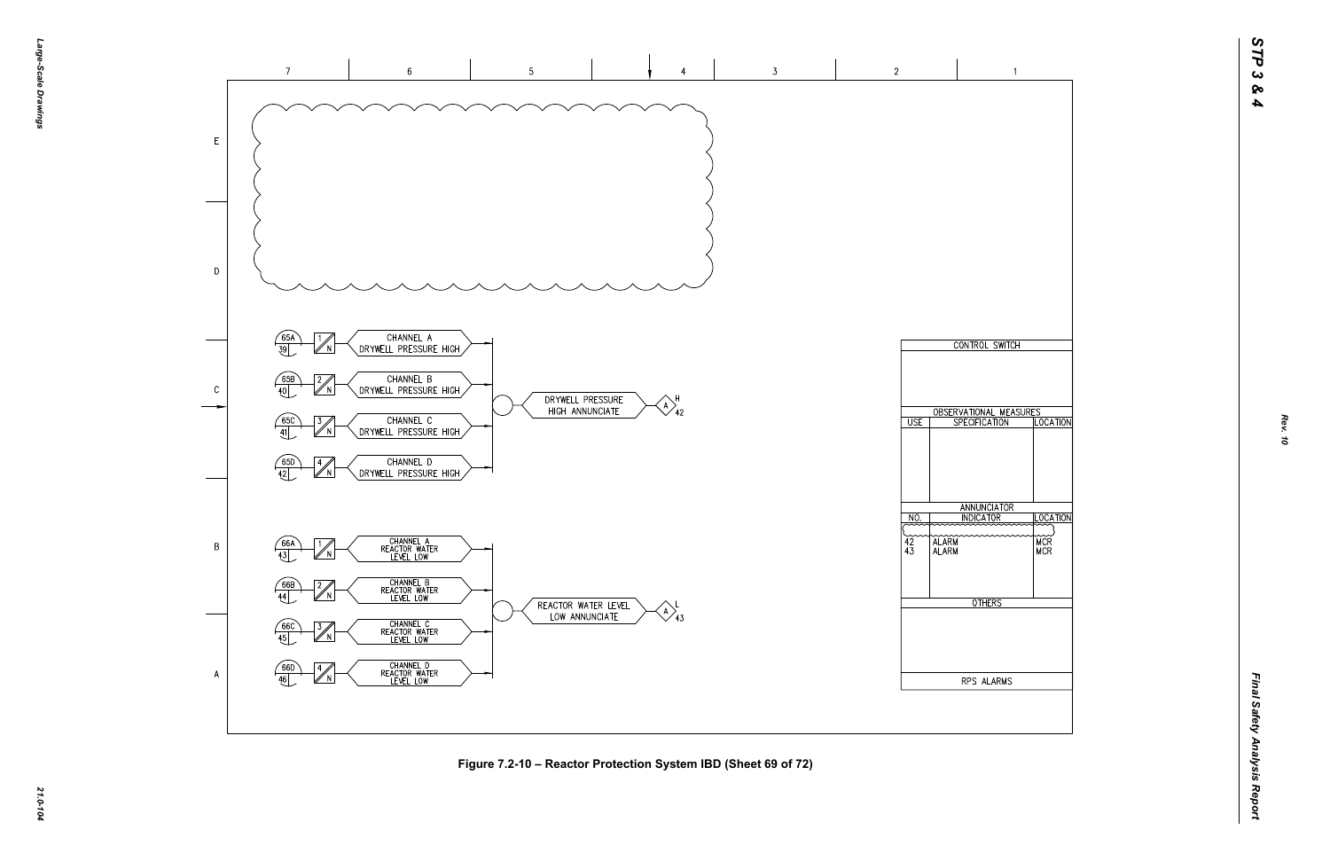CHANNEL A DRYWELL PRESSURE HIGH (65A, 39, 1/N)

CHANNEL B DRYWELL PRESSURE HIGH (65B, 40, 2/N)

CHANNEL C DRYWELL PRESSURE HIGH (65C, 41, 3/N)

CHANNEL D DRYWELL PRESSURE HIGH (65D, 42, 4/N)

DRYWELL PRESSURE HIGH ANNUNCIATE — A, H, 42

CHANNEL A REACTOR WATER LEVEL LOW (66A, 43, 1/N)

CHANNEL B REACTOR WATER LEVEL LOW (66B, 44, 2/N)

CHANNEL C REACTOR WATER LEVEL LOW (66C, 45, 3/N)

CHANNEL D REACTOR WATER LEVEL LOW (66D, 46, 4/N)

REACTOR WATER LEVEL LOW ANNUNCIATE — A, L, 43

| CONTROL SWITCH | | |
|---|---|---|
| | | |
| **OBSERVATIONAL MEASURES** | | |
| USE | SPECIFICATION | LOCATION |
| | | |
| **ANNUNCIATOR** | | |
| NO. | INDICATOR | LOCATION |
| 42 | ALARM | MCR |
| 43 | ALARM | MCR |
| **OTHERS** | | |
| | | |
| RPS ALARMS | | |

Figure 7.2-10 – Reactor Protection System IBD (Sheet 69 of 72)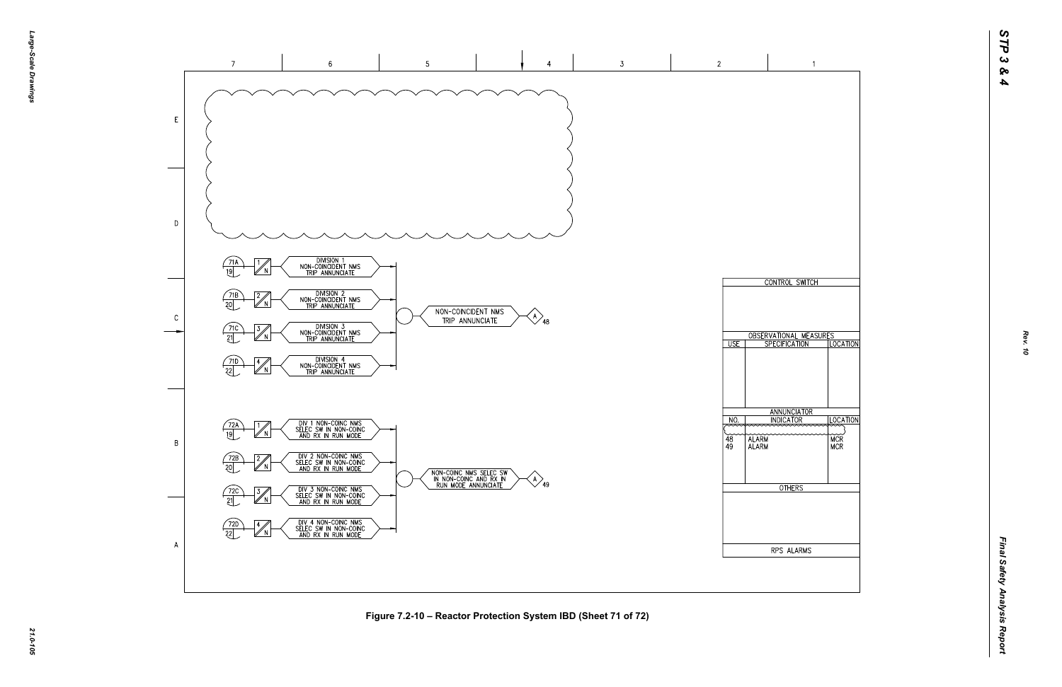DIVISION 1 NON-COINCIDENT NMS TRIP ANNUNCIATE

71A 19

DIVISION 2 NON-COINCIDENT NMS TRIP ANNUNCIATE

71B 20

DIVISION 3 NON-COINCIDENT NMS TRIP ANNUNCIATE

71C 21

DIVISION 4 NON-COINCIDENT NMS TRIP ANNUNCIATE

71D 22

NON-COINCIDENT NMS TRIP ANNUNCIATE

A 48

DIV 1 NON-COINC NMS SELEC SW IN NON-COINC AND RX IN RUN MODE

72A 19

DIV 2 NON-COINC NMS SELEC SW IN NON-COINC AND RX IN RUN MODE

72B 20

DIV 3 NON-COINC NMS SELEC SW IN NON-COINC AND RX IN RUN MODE

72C 21

DIV 4 NON-COINC NMS SELEC SW IN NON-COINC AND RX IN RUN MODE

72D 22

NON-COINC NMS SELEC SW IN NON-COINC AND RX IN RUN MODE ANNUNCIATE

A 49

| CONTROL SWITCH | | |
|---|---|---|
| | | |
| OBSERVATIONAL MEASURES | | |
| USE | SPECIFICATION | LOCATION |
| | | |
| ANNUNCIATOR | | |
| NO. | INDICATOR | LOCATION |
| 48 | ALARM | MCR |
| 49 | ALARM | MCR |
| OTHERS | | |
| | | |
| RPS ALARMS | | |

Figure 7.2-10 – Reactor Protection System IBD (Sheet 71 of 72)